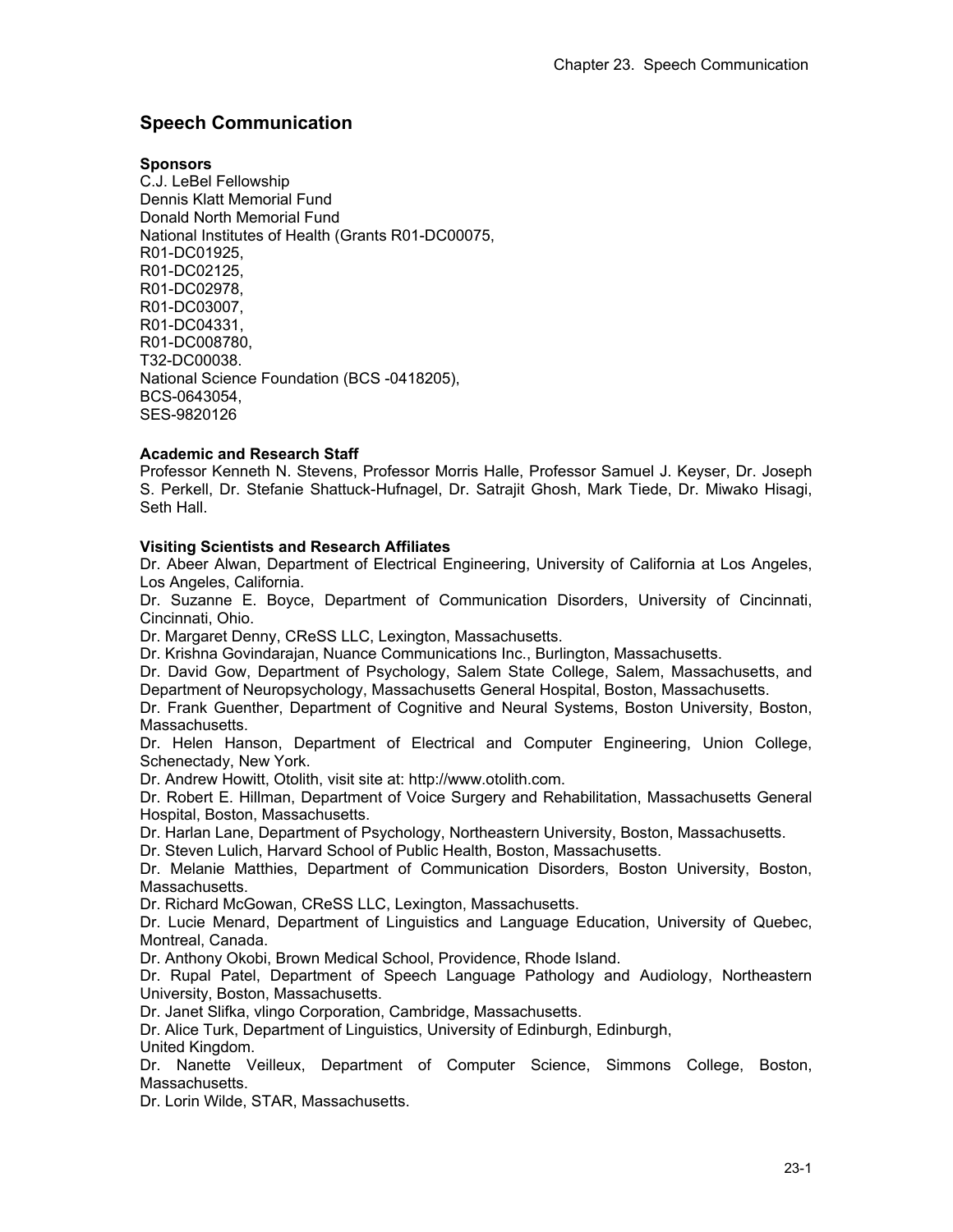# Speech Communication

**Sponsors**

C.J. LeBel Fellowship
Dennis Klatt Memorial Fund
Donald North Memorial Fund
National Institutes of Health (Grants R01-DC00075,
R01-DC01925,
R01-DC02125,
R01-DC02978,
R01-DC03007,
R01-DC04331,
R01-DC008780,
T32-DC00038.
National Science Foundation (BCS -0418205),
BCS-0643054,
SES-9820126

**Academic and Research Staff**

Professor Kenneth N. Stevens, Professor Morris Halle, Professor Samuel J. Keyser, Dr. Joseph S. Perkell, Dr. Stefanie Shattuck-Hufnagel, Dr. Satrajit Ghosh, Mark Tiede, Dr. Miwako Hisagi, Seth Hall.

**Visiting Scientists and Research Affiliates**

Dr. Abeer Alwan, Department of Electrical Engineering, University of California at Los Angeles, Los Angeles, California.
Dr. Suzanne E. Boyce, Department of Communication Disorders, University of Cincinnati, Cincinnati, Ohio.
Dr. Margaret Denny, CReSS LLC, Lexington, Massachusetts.
Dr. Krishna Govindarajan, Nuance Communications Inc., Burlington, Massachusetts.
Dr. David Gow, Department of Psychology, Salem State College, Salem, Massachusetts, and Department of Neuropsychology, Massachusetts General Hospital, Boston, Massachusetts.
Dr. Frank Guenther, Department of Cognitive and Neural Systems, Boston University, Boston, Massachusetts.
Dr. Helen Hanson, Department of Electrical and Computer Engineering, Union College, Schenectady, New York.
Dr. Andrew Howitt, Otolith, visit site at: http://www.otolith.com.
Dr. Robert E. Hillman, Department of Voice Surgery and Rehabilitation, Massachusetts General Hospital, Boston, Massachusetts.
Dr. Harlan Lane, Department of Psychology, Northeastern University, Boston, Massachusetts.
Dr. Steven Lulich, Harvard School of Public Health, Boston, Massachusetts.
Dr. Melanie Matthies, Department of Communication Disorders, Boston University, Boston, Massachusetts.
Dr. Richard McGowan, CReSS LLC, Lexington, Massachusetts.
Dr. Lucie Menard, Department of Linguistics and Language Education, University of Quebec, Montreal, Canada.
Dr. Anthony Okobi, Brown Medical School, Providence, Rhode Island.
Dr. Rupal Patel, Department of Speech Language Pathology and Audiology, Northeastern University, Boston, Massachusetts.
Dr. Janet Slifka, vlingo Corporation, Cambridge, Massachusetts.
Dr. Alice Turk, Department of Linguistics, University of Edinburgh, Edinburgh, United Kingdom.
Dr. Nanette Veilleux, Department of Computer Science, Simmons College, Boston, Massachusetts.
Dr. Lorin Wilde, STAR, Massachusetts.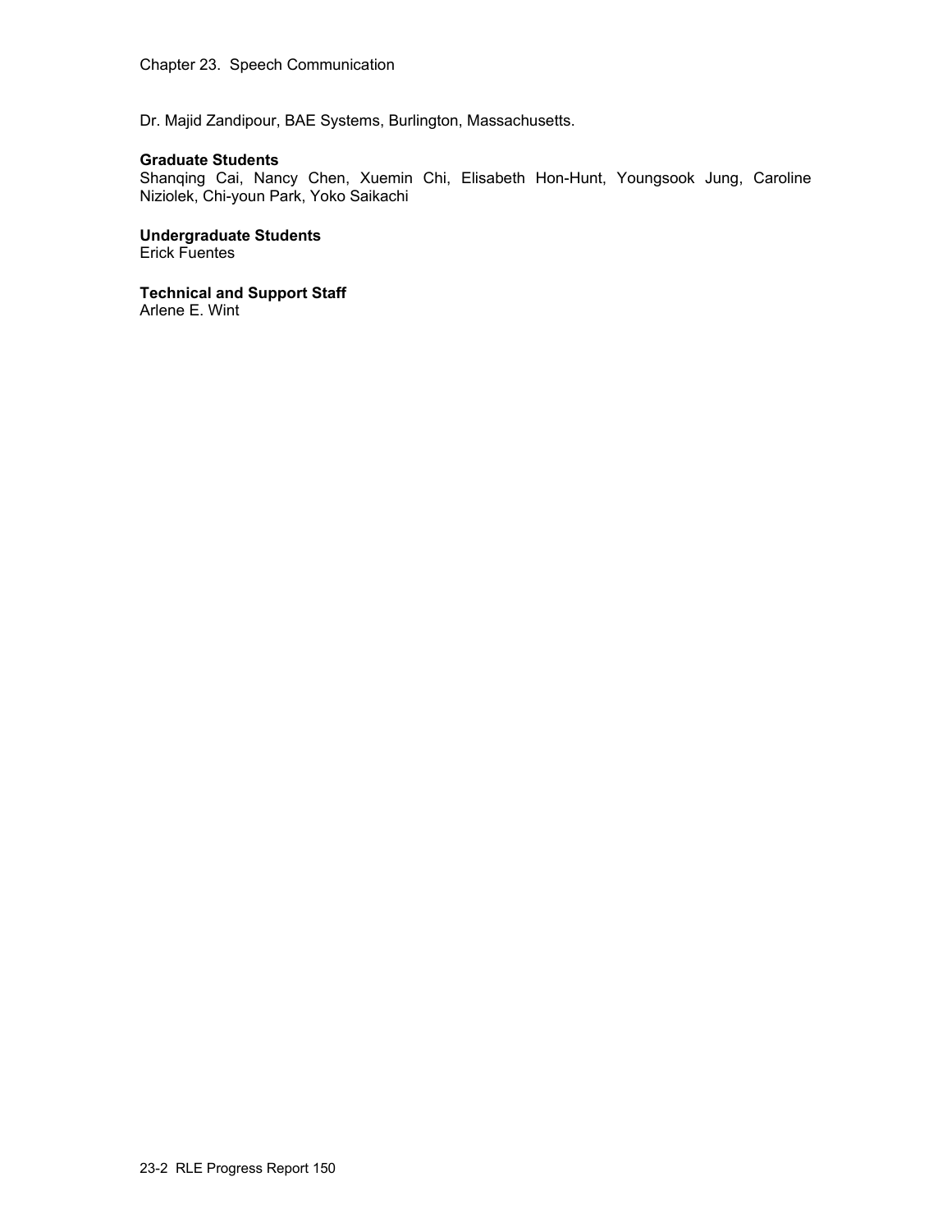Dr. Majid Zandipour, BAE Systems, Burlington, Massachusetts.

**Graduate Students**
Shanqing Cai, Nancy Chen, Xuemin Chi, Elisabeth Hon-Hunt, Youngsook Jung, Caroline Niziolek, Chi-youn Park, Yoko Saikachi

**Undergraduate Students**
Erick Fuentes

**Technical and Support Staff**
Arlene E. Wint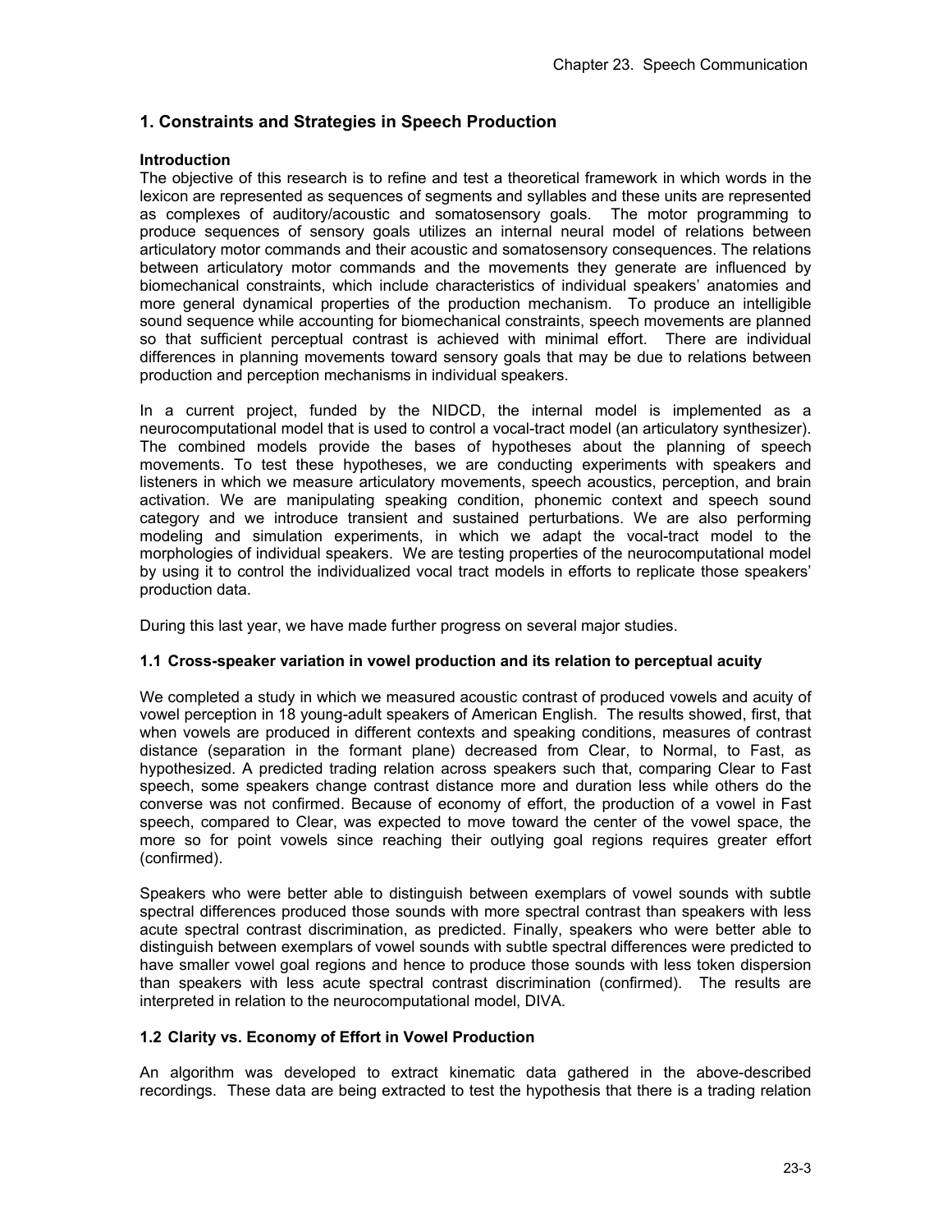## 1. Constraints and Strategies in Speech Production

**Introduction**

The objective of this research is to refine and test a theoretical framework in which words in the lexicon are represented as sequences of segments and syllables and these units are represented as complexes of auditory/acoustic and somatosensory goals. The motor programming to produce sequences of sensory goals utilizes an internal neural model of relations between articulatory motor commands and their acoustic and somatosensory consequences. The relations between articulatory motor commands and the movements they generate are influenced by biomechanical constraints, which include characteristics of individual speakers' anatomies and more general dynamical properties of the production mechanism. To produce an intelligible sound sequence while accounting for biomechanical constraints, speech movements are planned so that sufficient perceptual contrast is achieved with minimal effort. There are individual differences in planning movements toward sensory goals that may be due to relations between production and perception mechanisms in individual speakers.

In a current project, funded by the NIDCD, the internal model is implemented as a neurocomputational model that is used to control a vocal-tract model (an articulatory synthesizer). The combined models provide the bases of hypotheses about the planning of speech movements. To test these hypotheses, we are conducting experiments with speakers and listeners in which we measure articulatory movements, speech acoustics, perception, and brain activation. We are manipulating speaking condition, phonemic context and speech sound category and we introduce transient and sustained perturbations. We are also performing modeling and simulation experiments, in which we adapt the vocal-tract model to the morphologies of individual speakers. We are testing properties of the neurocomputational model by using it to control the individualized vocal tract models in efforts to replicate those speakers' production data.

During this last year, we have made further progress on several major studies.

### 1.1 Cross-speaker variation in vowel production and its relation to perceptual acuity

We completed a study in which we measured acoustic contrast of produced vowels and acuity of vowel perception in 18 young-adult speakers of American English. The results showed, first, that when vowels are produced in different contexts and speaking conditions, measures of contrast distance (separation in the formant plane) decreased from Clear, to Normal, to Fast, as hypothesized. A predicted trading relation across speakers such that, comparing Clear to Fast speech, some speakers change contrast distance more and duration less while others do the converse was not confirmed. Because of economy of effort, the production of a vowel in Fast speech, compared to Clear, was expected to move toward the center of the vowel space, the more so for point vowels since reaching their outlying goal regions requires greater effort (confirmed).

Speakers who were better able to distinguish between exemplars of vowel sounds with subtle spectral differences produced those sounds with more spectral contrast than speakers with less acute spectral contrast discrimination, as predicted. Finally, speakers who were better able to distinguish between exemplars of vowel sounds with subtle spectral differences were predicted to have smaller vowel goal regions and hence to produce those sounds with less token dispersion than speakers with less acute spectral contrast discrimination (confirmed). The results are interpreted in relation to the neurocomputational model, DIVA.

### 1.2 Clarity vs. Economy of Effort in Vowel Production

An algorithm was developed to extract kinematic data gathered in the above-described recordings. These data are being extracted to test the hypothesis that there is a trading relation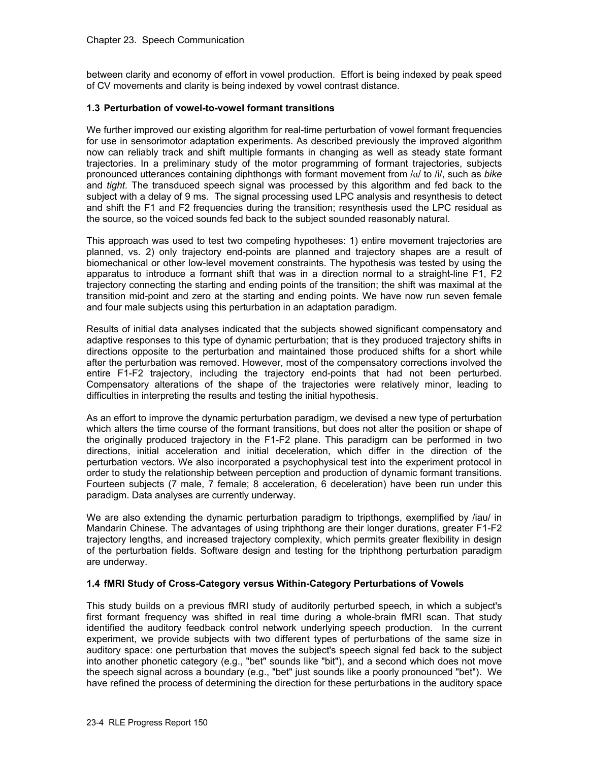between clarity and economy of effort in vowel production. Effort is being indexed by peak speed of CV movements and clarity is being indexed by vowel contrast distance.

### 1.3 Perturbation of vowel-to-vowel formant transitions

We further improved our existing algorithm for real-time perturbation of vowel formant frequencies for use in sensorimotor adaptation experiments. As described previously the improved algorithm now can reliably track and shift multiple formants in changing as well as steady state formant trajectories. In a preliminary study of the motor programming of formant trajectories, subjects pronounced utterances containing diphthongs with formant movement from /ɑ/ to /i/, such as *bike* and *tight*. The transduced speech signal was processed by this algorithm and fed back to the subject with a delay of 9 ms. The signal processing used LPC analysis and resynthesis to detect and shift the F1 and F2 frequencies during the transition; resynthesis used the LPC residual as the source, so the voiced sounds fed back to the subject sounded reasonably natural.

This approach was used to test two competing hypotheses: 1) entire movement trajectories are planned, vs. 2) only trajectory end-points are planned and trajectory shapes are a result of biomechanical or other low-level movement constraints. The hypothesis was tested by using the apparatus to introduce a formant shift that was in a direction normal to a straight-line F1, F2 trajectory connecting the starting and ending points of the transition; the shift was maximal at the transition mid-point and zero at the starting and ending points. We have now run seven female and four male subjects using this perturbation in an adaptation paradigm.

Results of initial data analyses indicated that the subjects showed significant compensatory and adaptive responses to this type of dynamic perturbation; that is they produced trajectory shifts in directions opposite to the perturbation and maintained those produced shifts for a short while after the perturbation was removed. However, most of the compensatory corrections involved the entire F1-F2 trajectory, including the trajectory end-points that had not been perturbed. Compensatory alterations of the shape of the trajectories were relatively minor, leading to difficulties in interpreting the results and testing the initial hypothesis.

As an effort to improve the dynamic perturbation paradigm, we devised a new type of perturbation which alters the time course of the formant transitions, but does not alter the position or shape of the originally produced trajectory in the F1-F2 plane. This paradigm can be performed in two directions, initial acceleration and initial deceleration, which differ in the direction of the perturbation vectors. We also incorporated a psychophysical test into the experiment protocol in order to study the relationship between perception and production of dynamic formant transitions. Fourteen subjects (7 male, 7 female; 8 acceleration, 6 deceleration) have been run under this paradigm. Data analyses are currently underway.

We are also extending the dynamic perturbation paradigm to tripthongs, exemplified by /iau/ in Mandarin Chinese. The advantages of using triphthong are their longer durations, greater F1-F2 trajectory lengths, and increased trajectory complexity, which permits greater flexibility in design of the perturbation fields. Software design and testing for the triphthong perturbation paradigm are underway.

### 1.4 fMRI Study of Cross-Category versus Within-Category Perturbations of Vowels

This study builds on a previous fMRI study of auditorily perturbed speech, in which a subject's first formant frequency was shifted in real time during a whole-brain fMRI scan. That study identified the auditory feedback control network underlying speech production. In the current experiment, we provide subjects with two different types of perturbations of the same size in auditory space: one perturbation that moves the subject's speech signal fed back to the subject into another phonetic category (e.g., "bet" sounds like "bit"), and a second which does not move the speech signal across a boundary (e.g., "bet" just sounds like a poorly pronounced "bet"). We have refined the process of determining the direction for these perturbations in the auditory space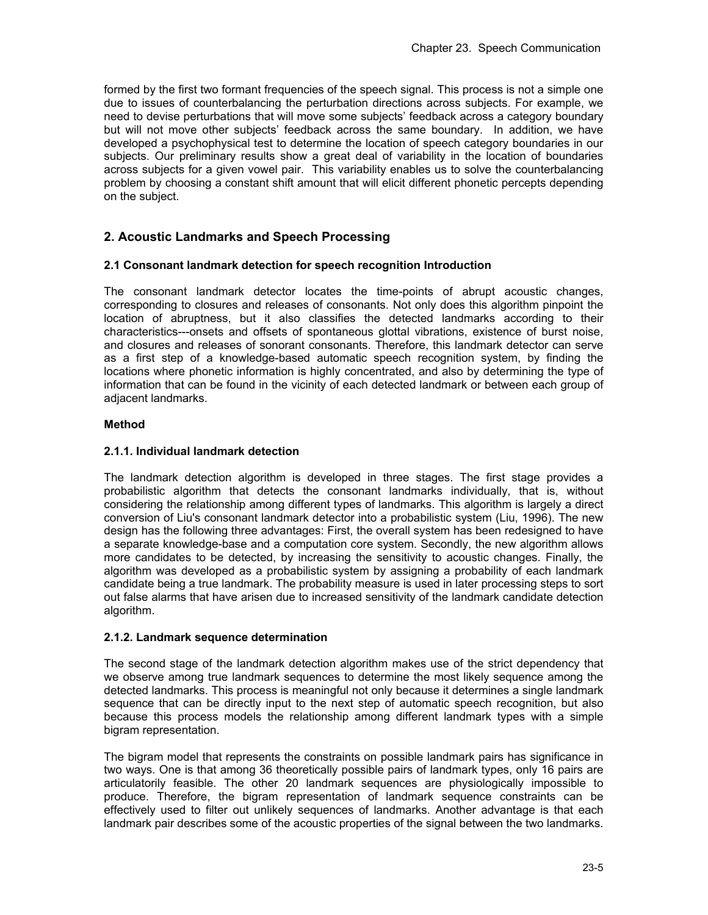formed by the first two formant frequencies of the speech signal. This process is not a simple one due to issues of counterbalancing the perturbation directions across subjects. For example, we need to devise perturbations that will move some subjects' feedback across a category boundary but will not move other subjects' feedback across the same boundary. In addition, we have developed a psychophysical test to determine the location of speech category boundaries in our subjects. Our preliminary results show a great deal of variability in the location of boundaries across subjects for a given vowel pair. This variability enables us to solve the counterbalancing problem by choosing a constant shift amount that will elicit different phonetic percepts depending on the subject.

## 2. Acoustic Landmarks and Speech Processing

### 2.1 Consonant landmark detection for speech recognition Introduction

The consonant landmark detector locates the time-points of abrupt acoustic changes, corresponding to closures and releases of consonants. Not only does this algorithm pinpoint the location of abruptness, but it also classifies the detected landmarks according to their characteristics---onsets and offsets of spontaneous glottal vibrations, existence of burst noise, and closures and releases of sonorant consonants. Therefore, this landmark detector can serve as a first step of a knowledge-based automatic speech recognition system, by finding the locations where phonetic information is highly concentrated, and also by determining the type of information that can be found in the vicinity of each detected landmark or between each group of adjacent landmarks.

**Method**

#### 2.1.1. Individual landmark detection

The landmark detection algorithm is developed in three stages. The first stage provides a probabilistic algorithm that detects the consonant landmarks individually, that is, without considering the relationship among different types of landmarks. This algorithm is largely a direct conversion of Liu's consonant landmark detector into a probabilistic system (Liu, 1996). The new design has the following three advantages: First, the overall system has been redesigned to have a separate knowledge-base and a computation core system. Secondly, the new algorithm allows more candidates to be detected, by increasing the sensitivity to acoustic changes. Finally, the algorithm was developed as a probabilistic system by assigning a probability of each landmark candidate being a true landmark. The probability measure is used in later processing steps to sort out false alarms that have arisen due to increased sensitivity of the landmark candidate detection algorithm.

#### 2.1.2. Landmark sequence determination

The second stage of the landmark detection algorithm makes use of the strict dependency that we observe among true landmark sequences to determine the most likely sequence among the detected landmarks. This process is meaningful not only because it determines a single landmark sequence that can be directly input to the next step of automatic speech recognition, but also because this process models the relationship among different landmark types with a simple bigram representation.

The bigram model that represents the constraints on possible landmark pairs has significance in two ways. One is that among 36 theoretically possible pairs of landmark types, only 16 pairs are articulatorily feasible. The other 20 landmark sequences are physiologically impossible to produce. Therefore, the bigram representation of landmark sequence constraints can be effectively used to filter out unlikely sequences of landmarks. Another advantage is that each landmark pair describes some of the acoustic properties of the signal between the two landmarks.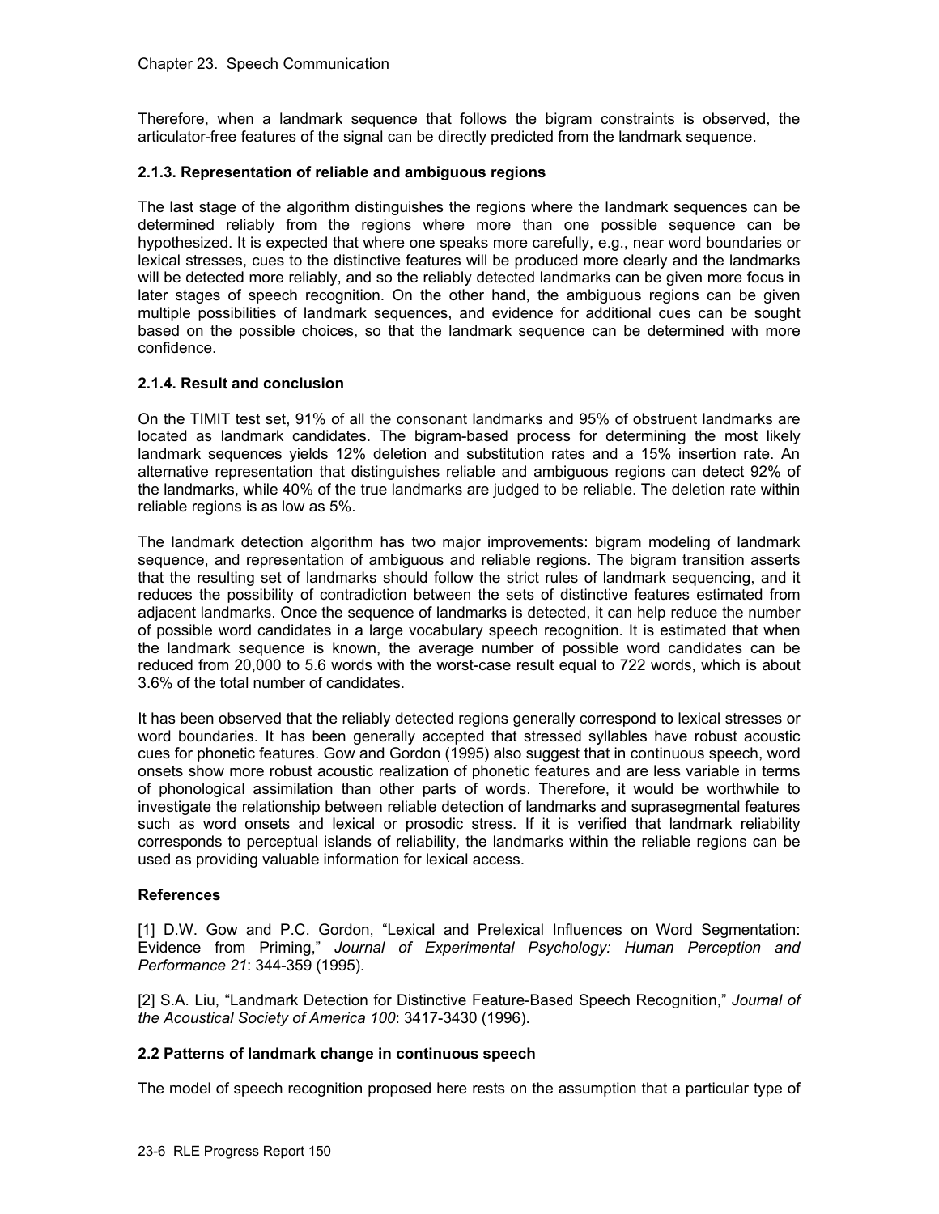Therefore, when a landmark sequence that follows the bigram constraints is observed, the articulator-free features of the signal can be directly predicted from the landmark sequence.

#### 2.1.3. Representation of reliable and ambiguous regions

The last stage of the algorithm distinguishes the regions where the landmark sequences can be determined reliably from the regions where more than one possible sequence can be hypothesized. It is expected that where one speaks more carefully, e.g., near word boundaries or lexical stresses, cues to the distinctive features will be produced more clearly and the landmarks will be detected more reliably, and so the reliably detected landmarks can be given more focus in later stages of speech recognition. On the other hand, the ambiguous regions can be given multiple possibilities of landmark sequences, and evidence for additional cues can be sought based on the possible choices, so that the landmark sequence can be determined with more confidence.

#### 2.1.4. Result and conclusion

On the TIMIT test set, 91% of all the consonant landmarks and 95% of obstruent landmarks are located as landmark candidates. The bigram-based process for determining the most likely landmark sequences yields 12% deletion and substitution rates and a 15% insertion rate. An alternative representation that distinguishes reliable and ambiguous regions can detect 92% of the landmarks, while 40% of the true landmarks are judged to be reliable. The deletion rate within reliable regions is as low as 5%.

The landmark detection algorithm has two major improvements: bigram modeling of landmark sequence, and representation of ambiguous and reliable regions. The bigram transition asserts that the resulting set of landmarks should follow the strict rules of landmark sequencing, and it reduces the possibility of contradiction between the sets of distinctive features estimated from adjacent landmarks. Once the sequence of landmarks is detected, it can help reduce the number of possible word candidates in a large vocabulary speech recognition. It is estimated that when the landmark sequence is known, the average number of possible word candidates can be reduced from 20,000 to 5.6 words with the worst-case result equal to 722 words, which is about 3.6% of the total number of candidates.

It has been observed that the reliably detected regions generally correspond to lexical stresses or word boundaries. It has been generally accepted that stressed syllables have robust acoustic cues for phonetic features. Gow and Gordon (1995) also suggest that in continuous speech, word onsets show more robust acoustic realization of phonetic features and are less variable in terms of phonological assimilation than other parts of words. Therefore, it would be worthwhile to investigate the relationship between reliable detection of landmarks and suprasegmental features such as word onsets and lexical or prosodic stress. If it is verified that landmark reliability corresponds to perceptual islands of reliability, the landmarks within the reliable regions can be used as providing valuable information for lexical access.

#### References

[1] D.W. Gow and P.C. Gordon, "Lexical and Prelexical Influences on Word Segmentation: Evidence from Priming," *Journal of Experimental Psychology: Human Perception and Performance 21*: 344-359 (1995).

[2] S.A. Liu, "Landmark Detection for Distinctive Feature-Based Speech Recognition," *Journal of the Acoustical Society of America 100*: 3417-3430 (1996).

### 2.2 Patterns of landmark change in continuous speech

The model of speech recognition proposed here rests on the assumption that a particular type of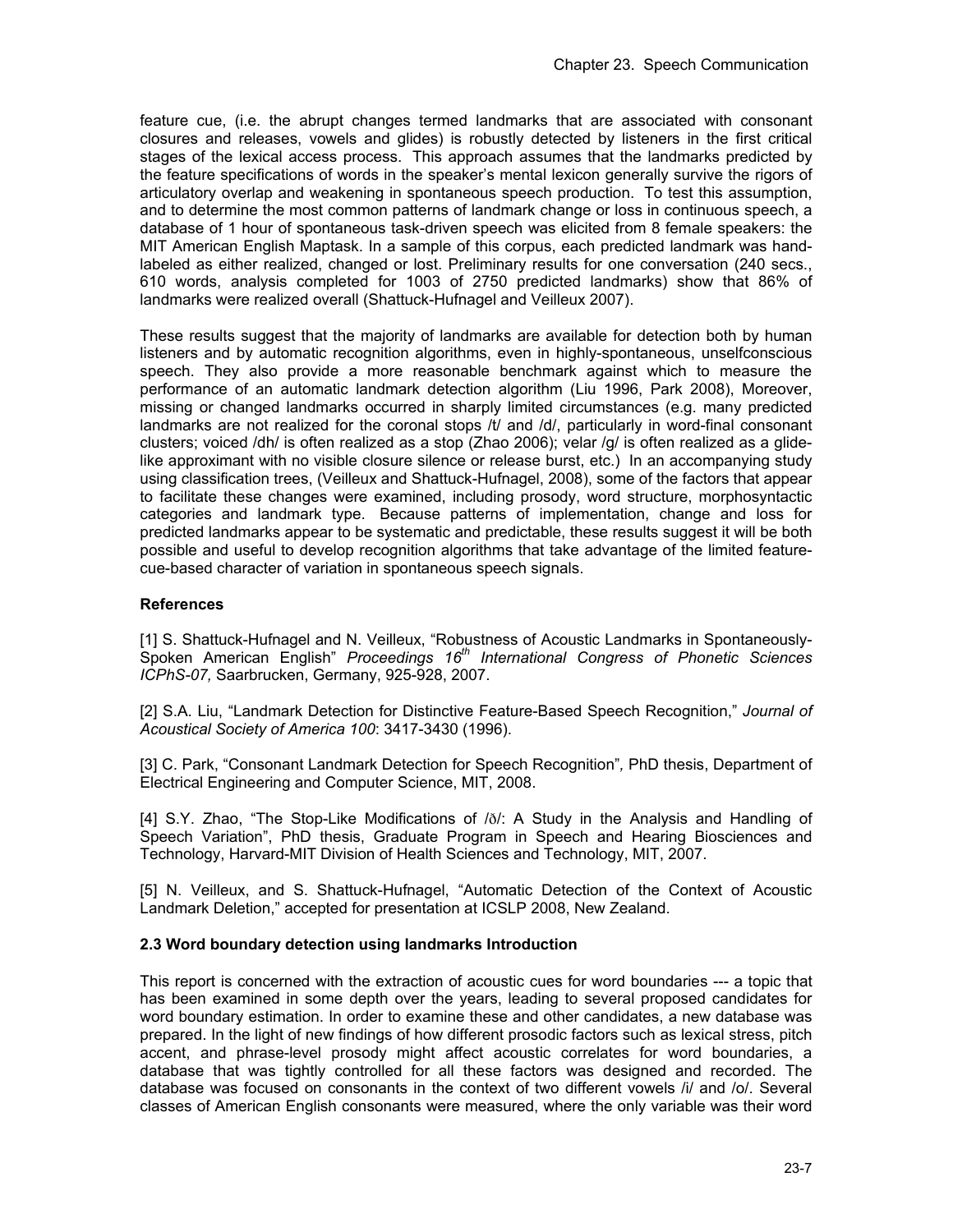feature cue, (i.e. the abrupt changes termed landmarks that are associated with consonant closures and releases, vowels and glides) is robustly detected by listeners in the first critical stages of the lexical access process. This approach assumes that the landmarks predicted by the feature specifications of words in the speaker's mental lexicon generally survive the rigors of articulatory overlap and weakening in spontaneous speech production. To test this assumption, and to determine the most common patterns of landmark change or loss in continuous speech, a database of 1 hour of spontaneous task-driven speech was elicited from 8 female speakers: the MIT American English Maptask. In a sample of this corpus, each predicted landmark was hand-labeled as either realized, changed or lost. Preliminary results for one conversation (240 secs., 610 words, analysis completed for 1003 of 2750 predicted landmarks) show that 86% of landmarks were realized overall (Shattuck-Hufnagel and Veilleux 2007).

These results suggest that the majority of landmarks are available for detection both by human listeners and by automatic recognition algorithms, even in highly-spontaneous, unselfconscious speech. They also provide a more reasonable benchmark against which to measure the performance of an automatic landmark detection algorithm (Liu 1996, Park 2008), Moreover, missing or changed landmarks occurred in sharply limited circumstances (e.g. many predicted landmarks are not realized for the coronal stops /t/ and /d/, particularly in word-final consonant clusters; voiced /dh/ is often realized as a stop (Zhao 2006); velar /g/ is often realized as a glide-like approximant with no visible closure silence or release burst, etc.) In an accompanying study using classification trees, (Veilleux and Shattuck-Hufnagel, 2008), some of the factors that appear to facilitate these changes were examined, including prosody, word structure, morphosyntactic categories and landmark type. Because patterns of implementation, change and loss for predicted landmarks appear to be systematic and predictable, these results suggest it will be both possible and useful to develop recognition algorithms that take advantage of the limited feature-cue-based character of variation in spontaneous speech signals.

### References

[1] S. Shattuck-Hufnagel and N. Veilleux, "Robustness of Acoustic Landmarks in Spontaneously-Spoken American English" *Proceedings 16th International Congress of Phonetic Sciences ICPhS-07,* Saarbrucken, Germany, 925-928, 2007.

[2] S.A. Liu, "Landmark Detection for Distinctive Feature-Based Speech Recognition," *Journal of Acoustical Society of America 100*: 3417-3430 (1996).

[3] C. Park, "Consonant Landmark Detection for Speech Recognition", PhD thesis, Department of Electrical Engineering and Computer Science, MIT, 2008.

[4] S.Y. Zhao, "The Stop-Like Modifications of /ð/: A Study in the Analysis and Handling of Speech Variation", PhD thesis, Graduate Program in Speech and Hearing Biosciences and Technology, Harvard-MIT Division of Health Sciences and Technology, MIT, 2007.

[5] N. Veilleux, and S. Shattuck-Hufnagel, "Automatic Detection of the Context of Acoustic Landmark Deletion," accepted for presentation at ICSLP 2008, New Zealand.

### 2.3 Word boundary detection using landmarks Introduction

This report is concerned with the extraction of acoustic cues for word boundaries --- a topic that has been examined in some depth over the years, leading to several proposed candidates for word boundary estimation. In order to examine these and other candidates, a new database was prepared. In the light of new findings of how different prosodic factors such as lexical stress, pitch accent, and phrase-level prosody might affect acoustic correlates for word boundaries, a database that was tightly controlled for all these factors was designed and recorded. The database was focused on consonants in the context of two different vowels /i/ and /o/. Several classes of American English consonants were measured, where the only variable was their word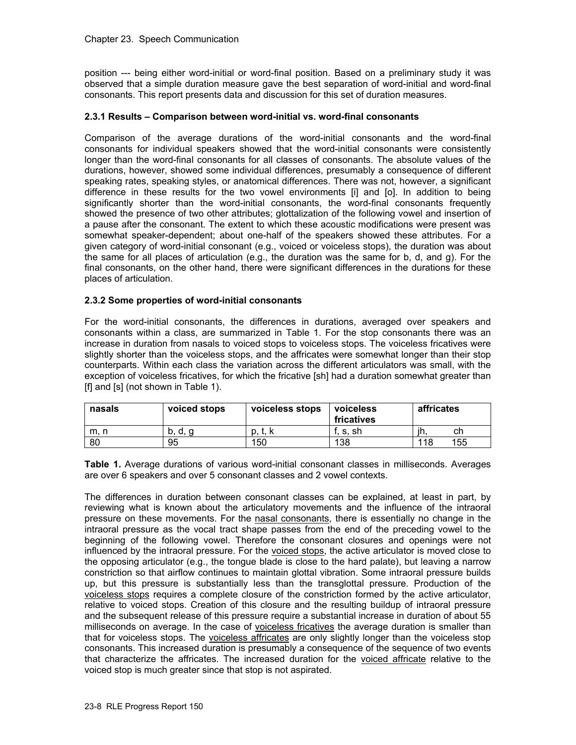position --- being either word-initial or word-final position. Based on a preliminary study it was observed that a simple duration measure gave the best separation of word-initial and word-final consonants. This report presents data and discussion for this set of duration measures.

### 2.3.1 Results – Comparison between word-initial vs. word-final consonants

Comparison of the average durations of the word-initial consonants and the word-final consonants for individual speakers showed that the word-initial consonants were consistently longer than the word-final consonants for all classes of consonants. The absolute values of the durations, however, showed some individual differences, presumably a consequence of different speaking rates, speaking styles, or anatomical differences. There was not, however, a significant difference in these results for the two vowel environments [i] and [o]. In addition to being significantly shorter than the word-initial consonants, the word-final consonants frequently showed the presence of two other attributes; glottalization of the following vowel and insertion of a pause after the consonant. The extent to which these acoustic modifications were present was somewhat speaker-dependent; about one-half of the speakers showed these attributes. For a given category of word-initial consonant (e.g., voiced or voiceless stops), the duration was about the same for all places of articulation (e.g., the duration was the same for b, d, and g). For the final consonants, on the other hand, there were significant differences in the durations for these places of articulation.

### 2.3.2 Some properties of word-initial consonants

For the word-initial consonants, the differences in durations, averaged over speakers and consonants within a class, are summarized in Table 1. For the stop consonants there was an increase in duration from nasals to voiced stops to voiceless stops. The voiceless fricatives were slightly shorter than the voiceless stops, and the affricates were somewhat longer than their stop counterparts. Within each class the variation across the different articulators was small, with the exception of voiceless fricatives, for which the fricative [sh] had a duration somewhat greater than [f] and [s] (not shown in Table 1).

| nasals | voiced stops | voiceless stops | voiceless fricatives | affricates | |
|---|---|---|---|---|---|
| m, n | b, d, g | p, t, k | f, s, sh | jh, | ch |
| 80 | 95 | 150 | 138 | 118 | 155 |

**Table 1.** Average durations of various word-initial consonant classes in milliseconds. Averages are over 6 speakers and over 5 consonant classes and 2 vowel contexts.

The differences in duration between consonant classes can be explained, at least in part, by reviewing what is known about the articulatory movements and the influence of the intraoral pressure on these movements. For the nasal consonants, there is essentially no change in the intraoral pressure as the vocal tract shape passes from the end of the preceding vowel to the beginning of the following vowel. Therefore the consonant closures and openings were not influenced by the intraoral pressure. For the voiced stops, the active articulator is moved close to the opposing articulator (e.g., the tongue blade is close to the hard palate), but leaving a narrow constriction so that airflow continues to maintain glottal vibration. Some intraoral pressure builds up, but this pressure is substantially less than the transglottal pressure. Production of the voiceless stops requires a complete closure of the constriction formed by the active articulator, relative to voiced stops. Creation of this closure and the resulting buildup of intraoral pressure and the subsequent release of this pressure require a substantial increase in duration of about 55 milliseconds on average. In the case of voiceless fricatives the average duration is smaller than that for voiceless stops. The voiceless affricates are only slightly longer than the voiceless stop consonants. This increased duration is presumably a consequence of the sequence of two events that characterize the affricates. The increased duration for the voiced affricate relative to the voiced stop is much greater since that stop is not aspirated.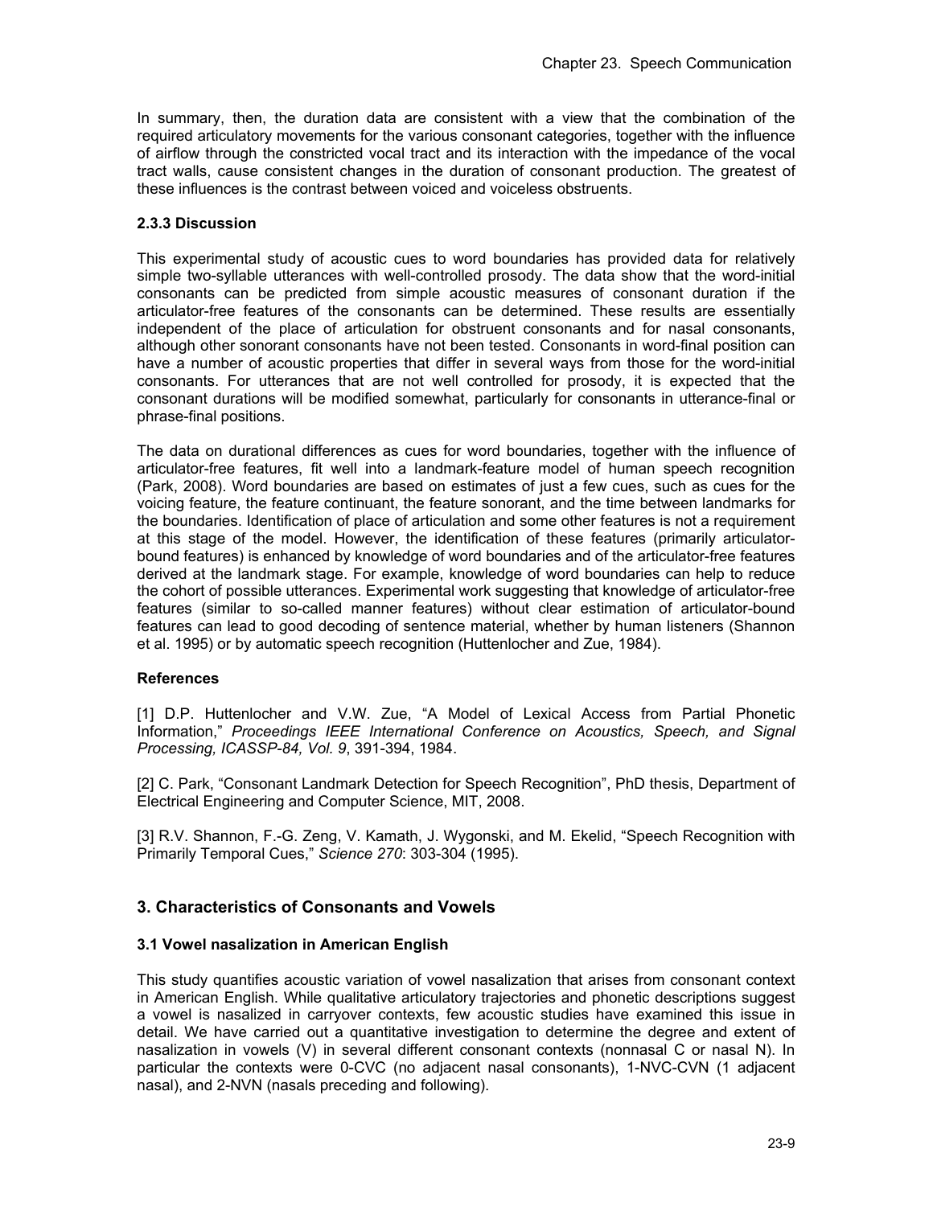In summary, then, the duration data are consistent with a view that the combination of the required articulatory movements for the various consonant categories, together with the influence of airflow through the constricted vocal tract and its interaction with the impedance of the vocal tract walls, cause consistent changes in the duration of consonant production. The greatest of these influences is the contrast between voiced and voiceless obstruents.

#### 2.3.3 Discussion

This experimental study of acoustic cues to word boundaries has provided data for relatively simple two-syllable utterances with well-controlled prosody. The data show that the word-initial consonants can be predicted from simple acoustic measures of consonant duration if the articulator-free features of the consonants can be determined. These results are essentially independent of the place of articulation for obstruent consonants and for nasal consonants, although other sonorant consonants have not been tested. Consonants in word-final position can have a number of acoustic properties that differ in several ways from those for the word-initial consonants. For utterances that are not well controlled for prosody, it is expected that the consonant durations will be modified somewhat, particularly for consonants in utterance-final or phrase-final positions.

The data on durational differences as cues for word boundaries, together with the influence of articulator-free features, fit well into a landmark-feature model of human speech recognition (Park, 2008). Word boundaries are based on estimates of just a few cues, such as cues for the voicing feature, the feature continuant, the feature sonorant, and the time between landmarks for the boundaries. Identification of place of articulation and some other features is not a requirement at this stage of the model. However, the identification of these features (primarily articulator-bound features) is enhanced by knowledge of word boundaries and of the articulator-free features derived at the landmark stage. For example, knowledge of word boundaries can help to reduce the cohort of possible utterances. Experimental work suggesting that knowledge of articulator-free features (similar to so-called manner features) without clear estimation of articulator-bound features can lead to good decoding of sentence material, whether by human listeners (Shannon et al. 1995) or by automatic speech recognition (Huttenlocher and Zue, 1984).

#### References

[1] D.P. Huttenlocher and V.W. Zue, "A Model of Lexical Access from Partial Phonetic Information," *Proceedings IEEE International Conference on Acoustics, Speech, and Signal Processing, ICASSP-84, Vol. 9*, 391-394, 1984.

[2] C. Park, "Consonant Landmark Detection for Speech Recognition", PhD thesis, Department of Electrical Engineering and Computer Science, MIT, 2008.

[3] R.V. Shannon, F.-G. Zeng, V. Kamath, J. Wygonski, and M. Ekelid, "Speech Recognition with Primarily Temporal Cues," *Science 270*: 303-304 (1995).

## 3. Characteristics of Consonants and Vowels

#### 3.1 Vowel nasalization in American English

This study quantifies acoustic variation of vowel nasalization that arises from consonant context in American English. While qualitative articulatory trajectories and phonetic descriptions suggest a vowel is nasalized in carryover contexts, few acoustic studies have examined this issue in detail. We have carried out a quantitative investigation to determine the degree and extent of nasalization in vowels (V) in several different consonant contexts (nonnasal C or nasal N). In particular the contexts were 0-CVC (no adjacent nasal consonants), 1-NVC-CVN (1 adjacent nasal), and 2-NVN (nasals preceding and following).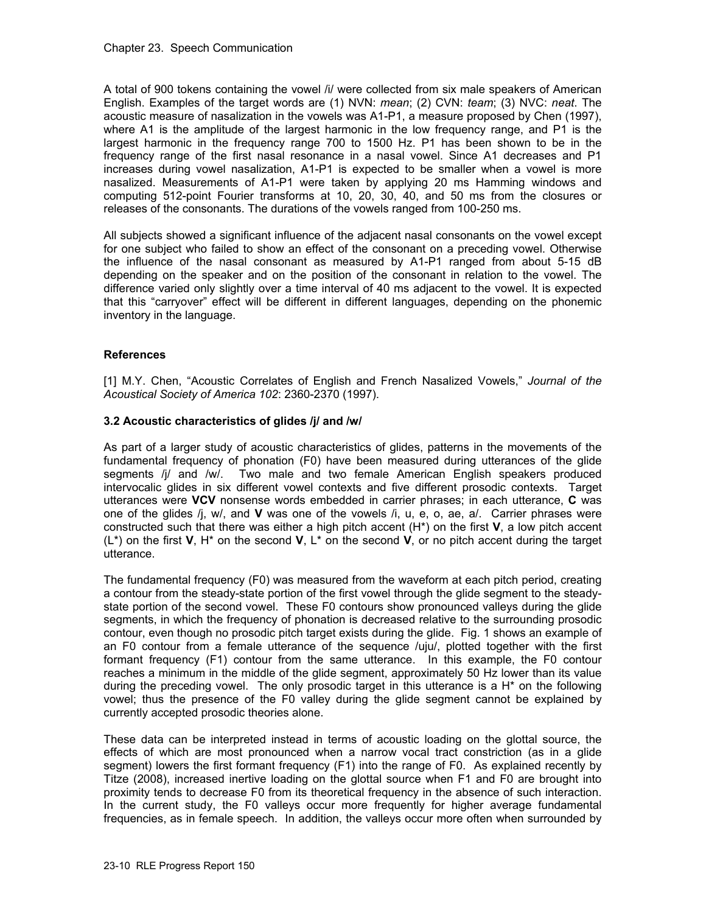A total of 900 tokens containing the vowel /i/ were collected from six male speakers of American English. Examples of the target words are (1) NVN: *mean*; (2) CVN: *team*; (3) NVC: *neat*. The acoustic measure of nasalization in the vowels was A1-P1, a measure proposed by Chen (1997), where A1 is the amplitude of the largest harmonic in the low frequency range, and P1 is the largest harmonic in the frequency range 700 to 1500 Hz. P1 has been shown to be in the frequency range of the first nasal resonance in a nasal vowel. Since A1 decreases and P1 increases during vowel nasalization, A1-P1 is expected to be smaller when a vowel is more nasalized. Measurements of A1-P1 were taken by applying 20 ms Hamming windows and computing 512-point Fourier transforms at 10, 20, 30, 40, and 50 ms from the closures or releases of the consonants. The durations of the vowels ranged from 100-250 ms.

All subjects showed a significant influence of the adjacent nasal consonants on the vowel except for one subject who failed to show an effect of the consonant on a preceding vowel. Otherwise the influence of the nasal consonant as measured by A1-P1 ranged from about 5-15 dB depending on the speaker and on the position of the consonant in relation to the vowel. The difference varied only slightly over a time interval of 40 ms adjacent to the vowel. It is expected that this "carryover" effect will be different in different languages, depending on the phonemic inventory in the language.

### References

[1] M.Y. Chen, "Acoustic Correlates of English and French Nasalized Vowels," *Journal of the Acoustical Society of America 102*: 2360-2370 (1997).

### 3.2 Acoustic characteristics of glides /j/ and /w/

As part of a larger study of acoustic characteristics of glides, patterns in the movements of the fundamental frequency of phonation (F0) have been measured during utterances of the glide segments /j/ and /w/. Two male and two female American English speakers produced intervocalic glides in six different vowel contexts and five different prosodic contexts. Target utterances were **VCV** nonsense words embedded in carrier phrases; in each utterance, **C** was one of the glides /j, w/, and **V** was one of the vowels /i, u, e, o, ae, a/. Carrier phrases were constructed such that there was either a high pitch accent (H*) on the first **V**, a low pitch accent (L*) on the first **V**, H* on the second **V**, L* on the second **V**, or no pitch accent during the target utterance.

The fundamental frequency (F0) was measured from the waveform at each pitch period, creating a contour from the steady-state portion of the first vowel through the glide segment to the steady-state portion of the second vowel. These F0 contours show pronounced valleys during the glide segments, in which the frequency of phonation is decreased relative to the surrounding prosodic contour, even though no prosodic pitch target exists during the glide. Fig. 1 shows an example of an F0 contour from a female utterance of the sequence /uju/, plotted together with the first formant frequency (F1) contour from the same utterance. In this example, the F0 contour reaches a minimum in the middle of the glide segment, approximately 50 Hz lower than its value during the preceding vowel. The only prosodic target in this utterance is a H* on the following vowel; thus the presence of the F0 valley during the glide segment cannot be explained by currently accepted prosodic theories alone.

These data can be interpreted instead in terms of acoustic loading on the glottal source, the effects of which are most pronounced when a narrow vocal tract constriction (as in a glide segment) lowers the first formant frequency (F1) into the range of F0. As explained recently by Titze (2008), increased inertive loading on the glottal source when F1 and F0 are brought into proximity tends to decrease F0 from its theoretical frequency in the absence of such interaction. In the current study, the F0 valleys occur more frequently for higher average fundamental frequencies, as in female speech. In addition, the valleys occur more often when surrounded by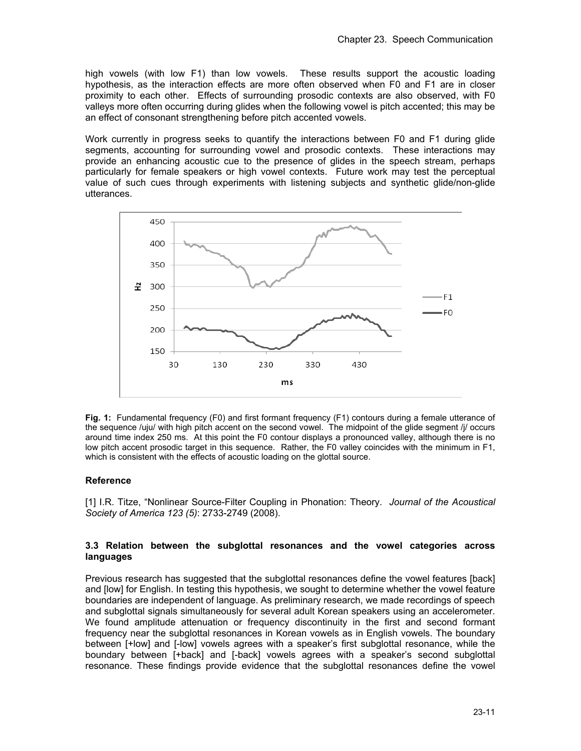high vowels (with low F1) than low vowels. These results support the acoustic loading hypothesis, as the interaction effects are more often observed when F0 and F1 are in closer proximity to each other. Effects of surrounding prosodic contexts are also observed, with F0 valleys more often occurring during glides when the following vowel is pitch accented; this may be an effect of consonant strengthening before pitch accented vowels.

Work currently in progress seeks to quantify the interactions between F0 and F1 during glide segments, accounting for surrounding vowel and prosodic contexts. These interactions may provide an enhancing acoustic cue to the presence of glides in the speech stream, perhaps particularly for female speakers or high vowel contexts. Future work may test the perceptual value of such cues through experiments with listening subjects and synthetic glide/non-glide utterances.

**Fig. 1:** Fundamental frequency (F0) and first formant frequency (F1) contours during a female utterance of the sequence /uju/ with high pitch accent on the second vowel. The midpoint of the glide segment /j/ occurs around time index 250 ms. At this point the F0 contour displays a pronounced valley, although there is no low pitch accent prosodic target in this sequence. Rather, the F0 valley coincides with the minimum in F1, which is consistent with the effects of acoustic loading on the glottal source.

### Reference

[1] I.R. Titze, "Nonlinear Source-Filter Coupling in Phonation: Theory. *Journal of the Acoustical Society of America 123 (5)*: 2733-2749 (2008).

### 3.3 Relation between the subglottal resonances and the vowel categories across languages

Previous research has suggested that the subglottal resonances define the vowel features [back] and [low] for English. In testing this hypothesis, we sought to determine whether the vowel feature boundaries are independent of language. As preliminary research, we made recordings of speech and subglottal signals simultaneously for several adult Korean speakers using an accelerometer. We found amplitude attenuation or frequency discontinuity in the first and second formant frequency near the subglottal resonances in Korean vowels as in English vowels. The boundary between [+low] and [-low] vowels agrees with a speaker's first subglottal resonance, while the boundary between [+back] and [-back] vowels agrees with a speaker's second subglottal resonance. These findings provide evidence that the subglottal resonances define the vowel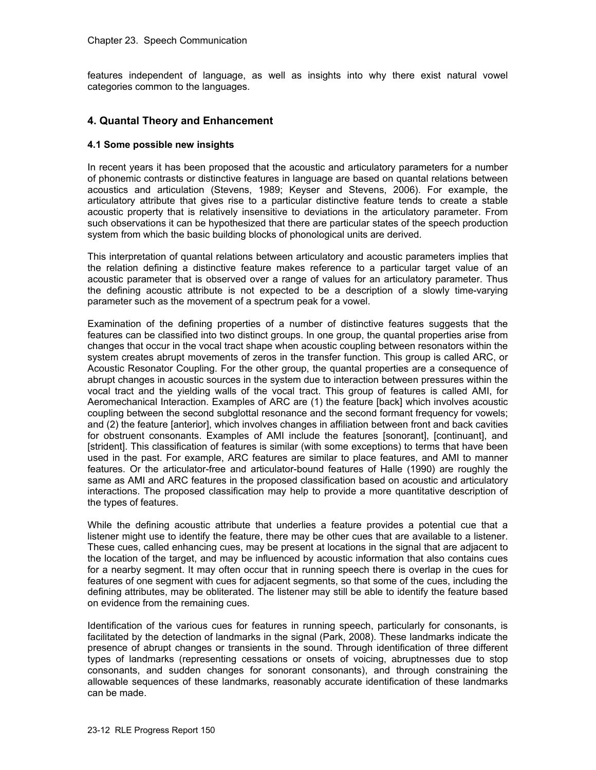features independent of language, as well as insights into why there exist natural vowel categories common to the languages.

## 4. Quantal Theory and Enhancement

### 4.1 Some possible new insights

In recent years it has been proposed that the acoustic and articulatory parameters for a number of phonemic contrasts or distinctive features in language are based on quantal relations between acoustics and articulation (Stevens, 1989; Keyser and Stevens, 2006). For example, the articulatory attribute that gives rise to a particular distinctive feature tends to create a stable acoustic property that is relatively insensitive to deviations in the articulatory parameter. From such observations it can be hypothesized that there are particular states of the speech production system from which the basic building blocks of phonological units are derived.

This interpretation of quantal relations between articulatory and acoustic parameters implies that the relation defining a distinctive feature makes reference to a particular target value of an acoustic parameter that is observed over a range of values for an articulatory parameter. Thus the defining acoustic attribute is not expected to be a description of a slowly time-varying parameter such as the movement of a spectrum peak for a vowel.

Examination of the defining properties of a number of distinctive features suggests that the features can be classified into two distinct groups. In one group, the quantal properties arise from changes that occur in the vocal tract shape when acoustic coupling between resonators within the system creates abrupt movements of zeros in the transfer function. This group is called ARC, or Acoustic Resonator Coupling. For the other group, the quantal properties are a consequence of abrupt changes in acoustic sources in the system due to interaction between pressures within the vocal tract and the yielding walls of the vocal tract. This group of features is called AMI, for Aeromechanical Interaction. Examples of ARC are (1) the feature [back] which involves acoustic coupling between the second subglottal resonance and the second formant frequency for vowels; and (2) the feature [anterior], which involves changes in affiliation between front and back cavities for obstruent consonants. Examples of AMI include the features [sonorant], [continuant], and [strident]. This classification of features is similar (with some exceptions) to terms that have been used in the past. For example, ARC features are similar to place features, and AMI to manner features. Or the articulator-free and articulator-bound features of Halle (1990) are roughly the same as AMI and ARC features in the proposed classification based on acoustic and articulatory interactions. The proposed classification may help to provide a more quantitative description of the types of features.

While the defining acoustic attribute that underlies a feature provides a potential cue that a listener might use to identify the feature, there may be other cues that are available to a listener. These cues, called enhancing cues, may be present at locations in the signal that are adjacent to the location of the target, and may be influenced by acoustic information that also contains cues for a nearby segment. It may often occur that in running speech there is overlap in the cues for features of one segment with cues for adjacent segments, so that some of the cues, including the defining attributes, may be obliterated. The listener may still be able to identify the feature based on evidence from the remaining cues.

Identification of the various cues for features in running speech, particularly for consonants, is facilitated by the detection of landmarks in the signal (Park, 2008). These landmarks indicate the presence of abrupt changes or transients in the sound. Through identification of three different types of landmarks (representing cessations or onsets of voicing, abruptnesses due to stop consonants, and sudden changes for sonorant consonants), and through constraining the allowable sequences of these landmarks, reasonably accurate identification of these landmarks can be made.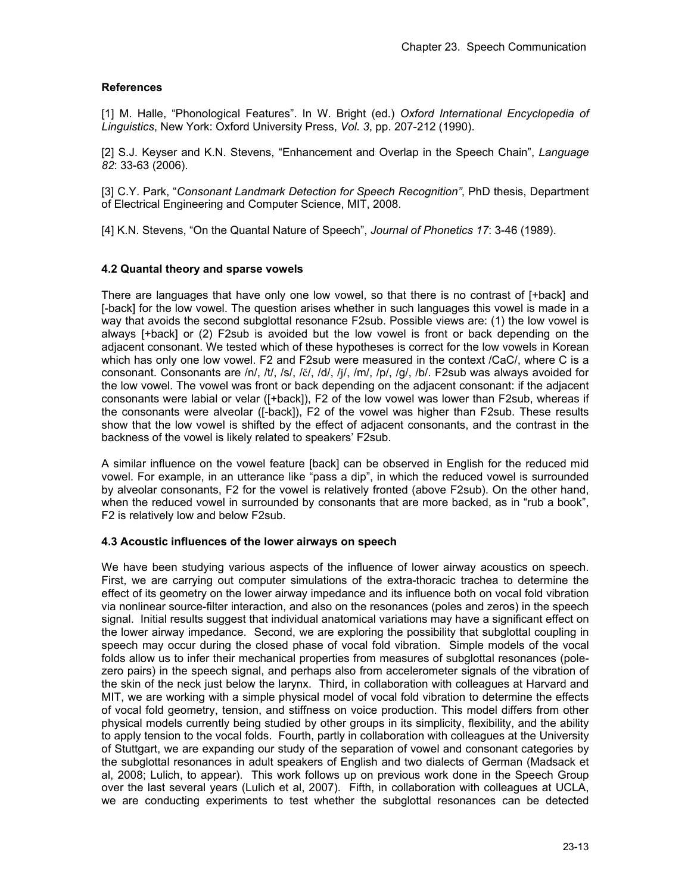### References

[1] M. Halle, "Phonological Features". In W. Bright (ed.) *Oxford International Encyclopedia of Linguistics*, New York: Oxford University Press, *Vol. 3*, pp. 207-212 (1990).

[2] S.J. Keyser and K.N. Stevens, "Enhancement and Overlap in the Speech Chain", *Language 82*: 33-63 (2006).

[3] C.Y. Park, "*Consonant Landmark Detection for Speech Recognition"*, PhD thesis, Department of Electrical Engineering and Computer Science, MIT, 2008.

[4] K.N. Stevens, "On the Quantal Nature of Speech", *Journal of Phonetics 17*: 3-46 (1989).

### 4.2 Quantal theory and sparse vowels

There are languages that have only one low vowel, so that there is no contrast of [+back] and [-back] for the low vowel. The question arises whether in such languages this vowel is made in a way that avoids the second subglottal resonance F2sub. Possible views are: (1) the low vowel is always [+back] or (2) F2sub is avoided but the low vowel is front or back depending on the adjacent consonant. We tested which of these hypotheses is correct for the low vowels in Korean which has only one low vowel. F2 and F2sub were measured in the context /CaC/, where C is a consonant. Consonants are /n/, /t/, /s/, /č/, /d/, /ǰ/, /m/, /p/, /g/, /b/. F2sub was always avoided for the low vowel. The vowel was front or back depending on the adjacent consonant: if the adjacent consonants were labial or velar ([+back]), F2 of the low vowel was lower than F2sub, whereas if the consonants were alveolar ([-back]), F2 of the vowel was higher than F2sub. These results show that the low vowel is shifted by the effect of adjacent consonants, and the contrast in the backness of the vowel is likely related to speakers' F2sub.

A similar influence on the vowel feature [back] can be observed in English for the reduced mid vowel. For example, in an utterance like "pass a dip", in which the reduced vowel is surrounded by alveolar consonants, F2 for the vowel is relatively fronted (above F2sub). On the other hand, when the reduced vowel in surrounded by consonants that are more backed, as in "rub a book", F2 is relatively low and below F2sub.

### 4.3 Acoustic influences of the lower airways on speech

We have been studying various aspects of the influence of lower airway acoustics on speech. First, we are carrying out computer simulations of the extra-thoracic trachea to determine the effect of its geometry on the lower airway impedance and its influence both on vocal fold vibration via nonlinear source-filter interaction, and also on the resonances (poles and zeros) in the speech signal. Initial results suggest that individual anatomical variations may have a significant effect on the lower airway impedance. Second, we are exploring the possibility that subglottal coupling in speech may occur during the closed phase of vocal fold vibration. Simple models of the vocal folds allow us to infer their mechanical properties from measures of subglottal resonances (pole-zero pairs) in the speech signal, and perhaps also from accelerometer signals of the vibration of the skin of the neck just below the larynx. Third, in collaboration with colleagues at Harvard and MIT, we are working with a simple physical model of vocal fold vibration to determine the effects of vocal fold geometry, tension, and stiffness on voice production. This model differs from other physical models currently being studied by other groups in its simplicity, flexibility, and the ability to apply tension to the vocal folds. Fourth, partly in collaboration with colleagues at the University of Stuttgart, we are expanding our study of the separation of vowel and consonant categories by the subglottal resonances in adult speakers of English and two dialects of German (Madsack et al, 2008; Lulich, to appear). This work follows up on previous work done in the Speech Group over the last several years (Lulich et al, 2007). Fifth, in collaboration with colleagues at UCLA, we are conducting experiments to test whether the subglottal resonances can be detected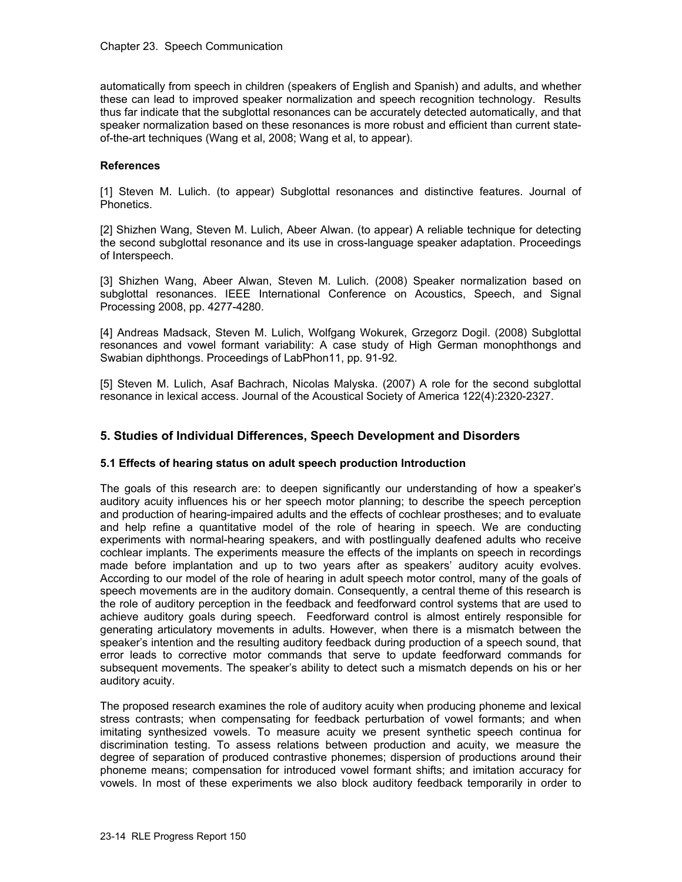automatically from speech in children (speakers of English and Spanish) and adults, and whether these can lead to improved speaker normalization and speech recognition technology. Results thus far indicate that the subglottal resonances can be accurately detected automatically, and that speaker normalization based on these resonances is more robust and efficient than current state-of-the-art techniques (Wang et al, 2008; Wang et al, to appear).

**References**

[1] Steven M. Lulich. (to appear) Subglottal resonances and distinctive features. Journal of Phonetics.

[2] Shizhen Wang, Steven M. Lulich, Abeer Alwan. (to appear) A reliable technique for detecting the second subglottal resonance and its use in cross-language speaker adaptation. Proceedings of Interspeech.

[3] Shizhen Wang, Abeer Alwan, Steven M. Lulich. (2008) Speaker normalization based on subglottal resonances. IEEE International Conference on Acoustics, Speech, and Signal Processing 2008, pp. 4277-4280.

[4] Andreas Madsack, Steven M. Lulich, Wolfgang Wokurek, Grzegorz Dogil. (2008) Subglottal resonances and vowel formant variability: A case study of High German monophthongs and Swabian diphthongs. Proceedings of LabPhon11, pp. 91-92.

[5] Steven M. Lulich, Asaf Bachrach, Nicolas Malyska. (2007) A role for the second subglottal resonance in lexical access. Journal of the Acoustical Society of America 122(4):2320-2327.

## 5. Studies of Individual Differences, Speech Development and Disorders

### 5.1 Effects of hearing status on adult speech production Introduction

The goals of this research are: to deepen significantly our understanding of how a speaker's auditory acuity influences his or her speech motor planning; to describe the speech perception and production of hearing-impaired adults and the effects of cochlear prostheses; and to evaluate and help refine a quantitative model of the role of hearing in speech. We are conducting experiments with normal-hearing speakers, and with postlingually deafened adults who receive cochlear implants. The experiments measure the effects of the implants on speech in recordings made before implantation and up to two years after as speakers' auditory acuity evolves. According to our model of the role of hearing in adult speech motor control, many of the goals of speech movements are in the auditory domain. Consequently, a central theme of this research is the role of auditory perception in the feedback and feedforward control systems that are used to achieve auditory goals during speech. Feedforward control is almost entirely responsible for generating articulatory movements in adults. However, when there is a mismatch between the speaker's intention and the resulting auditory feedback during production of a speech sound, that error leads to corrective motor commands that serve to update feedforward commands for subsequent movements. The speaker's ability to detect such a mismatch depends on his or her auditory acuity.

The proposed research examines the role of auditory acuity when producing phoneme and lexical stress contrasts; when compensating for feedback perturbation of vowel formants; and when imitating synthesized vowels. To measure acuity we present synthetic speech continua for discrimination testing. To assess relations between production and acuity, we measure the degree of separation of produced contrastive phonemes; dispersion of productions around their phoneme means; compensation for introduced vowel formant shifts; and imitation accuracy for vowels. In most of these experiments we also block auditory feedback temporarily in order to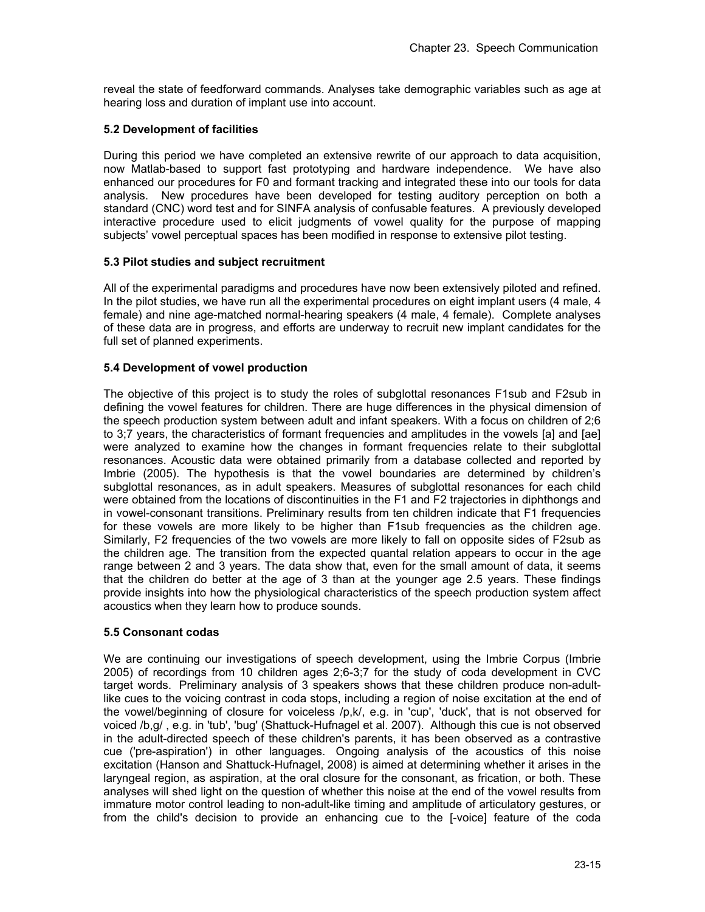reveal the state of feedforward commands. Analyses take demographic variables such as age at hearing loss and duration of implant use into account.

### 5.2 Development of facilities

During this period we have completed an extensive rewrite of our approach to data acquisition, now Matlab-based to support fast prototyping and hardware independence. We have also enhanced our procedures for F0 and formant tracking and integrated these into our tools for data analysis. New procedures have been developed for testing auditory perception on both a standard (CNC) word test and for SINFA analysis of confusable features. A previously developed interactive procedure used to elicit judgments of vowel quality for the purpose of mapping subjects' vowel perceptual spaces has been modified in response to extensive pilot testing.

### 5.3 Pilot studies and subject recruitment

All of the experimental paradigms and procedures have now been extensively piloted and refined. In the pilot studies, we have run all the experimental procedures on eight implant users (4 male, 4 female) and nine age-matched normal-hearing speakers (4 male, 4 female). Complete analyses of these data are in progress, and efforts are underway to recruit new implant candidates for the full set of planned experiments.

### 5.4 Development of vowel production

The objective of this project is to study the roles of subglottal resonances F1sub and F2sub in defining the vowel features for children. There are huge differences in the physical dimension of the speech production system between adult and infant speakers. With a focus on children of 2;6 to 3;7 years, the characteristics of formant frequencies and amplitudes in the vowels [a] and [ae] were analyzed to examine how the changes in formant frequencies relate to their subglottal resonances. Acoustic data were obtained primarily from a database collected and reported by Imbrie (2005). The hypothesis is that the vowel boundaries are determined by children's subglottal resonances, as in adult speakers. Measures of subglottal resonances for each child were obtained from the locations of discontinuities in the F1 and F2 trajectories in diphthongs and in vowel-consonant transitions. Preliminary results from ten children indicate that F1 frequencies for these vowels are more likely to be higher than F1sub frequencies as the children age. Similarly, F2 frequencies of the two vowels are more likely to fall on opposite sides of F2sub as the children age. The transition from the expected quantal relation appears to occur in the age range between 2 and 3 years. The data show that, even for the small amount of data, it seems that the children do better at the age of 3 than at the younger age 2.5 years. These findings provide insights into how the physiological characteristics of the speech production system affect acoustics when they learn how to produce sounds.

### 5.5 Consonant codas

We are continuing our investigations of speech development, using the Imbrie Corpus (Imbrie 2005) of recordings from 10 children ages 2;6-3;7 for the study of coda development in CVC target words. Preliminary analysis of 3 speakers shows that these children produce non-adult-like cues to the voicing contrast in coda stops, including a region of noise excitation at the end of the vowel/beginning of closure for voiceless /p,k/, e.g. in 'cup', 'duck', that is not observed for voiced /b,g/ , e.g. in 'tub', 'bug' (Shattuck-Hufnagel et al. 2007). Although this cue is not observed in the adult-directed speech of these children's parents, it has been observed as a contrastive cue ('pre-aspiration') in other languages. Ongoing analysis of the acoustics of this noise excitation (Hanson and Shattuck-Hufnagel, 2008) is aimed at determining whether it arises in the laryngeal region, as aspiration, at the oral closure for the consonant, as frication, or both. These analyses will shed light on the question of whether this noise at the end of the vowel results from immature motor control leading to non-adult-like timing and amplitude of articulatory gestures, or from the child's decision to provide an enhancing cue to the [-voice] feature of the coda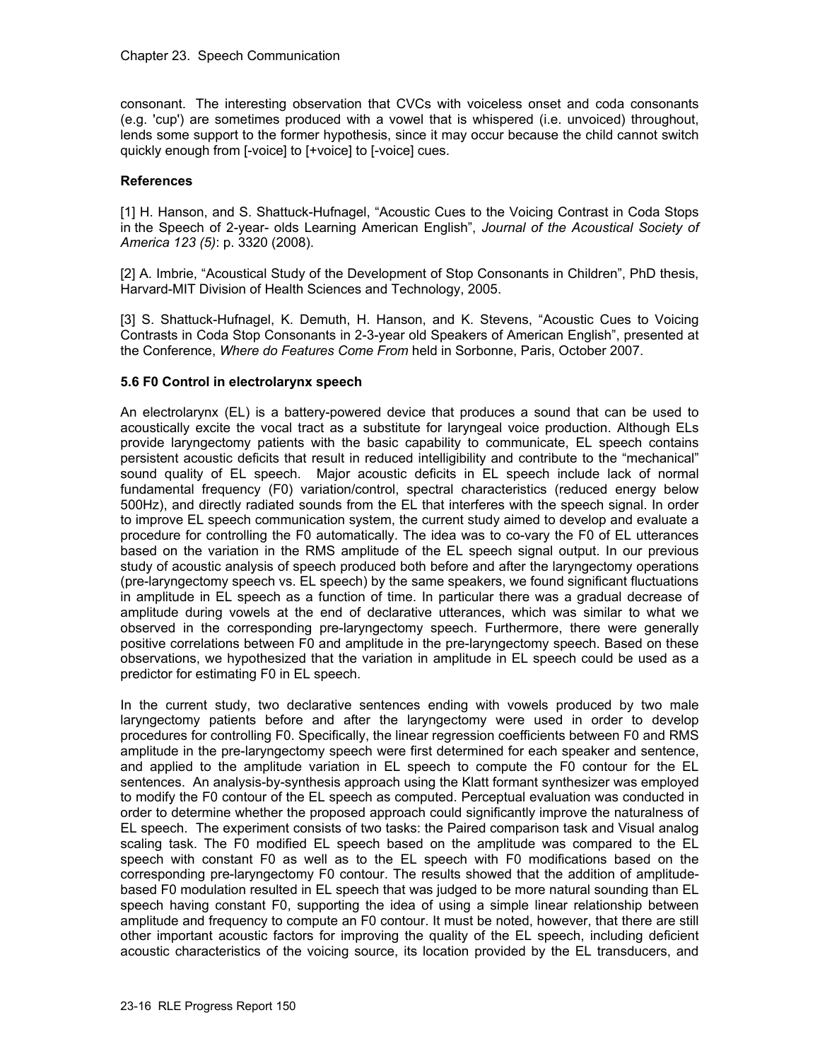consonant. The interesting observation that CVCs with voiceless onset and coda consonants (e.g. 'cup') are sometimes produced with a vowel that is whispered (i.e. unvoiced) throughout, lends some support to the former hypothesis, since it may occur because the child cannot switch quickly enough from [-voice] to [+voice] to [-voice] cues.

### References

[1] H. Hanson, and S. Shattuck-Hufnagel, "Acoustic Cues to the Voicing Contrast in Coda Stops in the Speech of 2-year- olds Learning American English", *Journal of the Acoustical Society of America 123 (5)*: p. 3320 (2008).

[2] A. Imbrie, "Acoustical Study of the Development of Stop Consonants in Children", PhD thesis, Harvard-MIT Division of Health Sciences and Technology, 2005.

[3] S. Shattuck-Hufnagel, K. Demuth, H. Hanson, and K. Stevens, "Acoustic Cues to Voicing Contrasts in Coda Stop Consonants in 2-3-year old Speakers of American English", presented at the Conference, *Where do Features Come From* held in Sorbonne, Paris, October 2007.

## 5.6 F0 Control in electrolarynx speech

An electrolarynx (EL) is a battery-powered device that produces a sound that can be used to acoustically excite the vocal tract as a substitute for laryngeal voice production. Although ELs provide laryngectomy patients with the basic capability to communicate, EL speech contains persistent acoustic deficits that result in reduced intelligibility and contribute to the "mechanical" sound quality of EL speech. Major acoustic deficits in EL speech include lack of normal fundamental frequency (F0) variation/control, spectral characteristics (reduced energy below 500Hz), and directly radiated sounds from the EL that interferes with the speech signal. In order to improve EL speech communication system, the current study aimed to develop and evaluate a procedure for controlling the F0 automatically. The idea was to co-vary the F0 of EL utterances based on the variation in the RMS amplitude of the EL speech signal output. In our previous study of acoustic analysis of speech produced both before and after the laryngectomy operations (pre-laryngectomy speech vs. EL speech) by the same speakers, we found significant fluctuations in amplitude in EL speech as a function of time. In particular there was a gradual decrease of amplitude during vowels at the end of declarative utterances, which was similar to what we observed in the corresponding pre-laryngectomy speech. Furthermore, there were generally positive correlations between F0 and amplitude in the pre-laryngectomy speech. Based on these observations, we hypothesized that the variation in amplitude in EL speech could be used as a predictor for estimating F0 in EL speech.

In the current study, two declarative sentences ending with vowels produced by two male laryngectomy patients before and after the laryngectomy were used in order to develop procedures for controlling F0. Specifically, the linear regression coefficients between F0 and RMS amplitude in the pre-laryngectomy speech were first determined for each speaker and sentence, and applied to the amplitude variation in EL speech to compute the F0 contour for the EL sentences. An analysis-by-synthesis approach using the Klatt formant synthesizer was employed to modify the F0 contour of the EL speech as computed. Perceptual evaluation was conducted in order to determine whether the proposed approach could significantly improve the naturalness of EL speech. The experiment consists of two tasks: the Paired comparison task and Visual analog scaling task. The F0 modified EL speech based on the amplitude was compared to the EL speech with constant F0 as well as to the EL speech with F0 modifications based on the corresponding pre-laryngectomy F0 contour. The results showed that the addition of amplitude-based F0 modulation resulted in EL speech that was judged to be more natural sounding than EL speech having constant F0, supporting the idea of using a simple linear relationship between amplitude and frequency to compute an F0 contour. It must be noted, however, that there are still other important acoustic factors for improving the quality of the EL speech, including deficient acoustic characteristics of the voicing source, its location provided by the EL transducers, and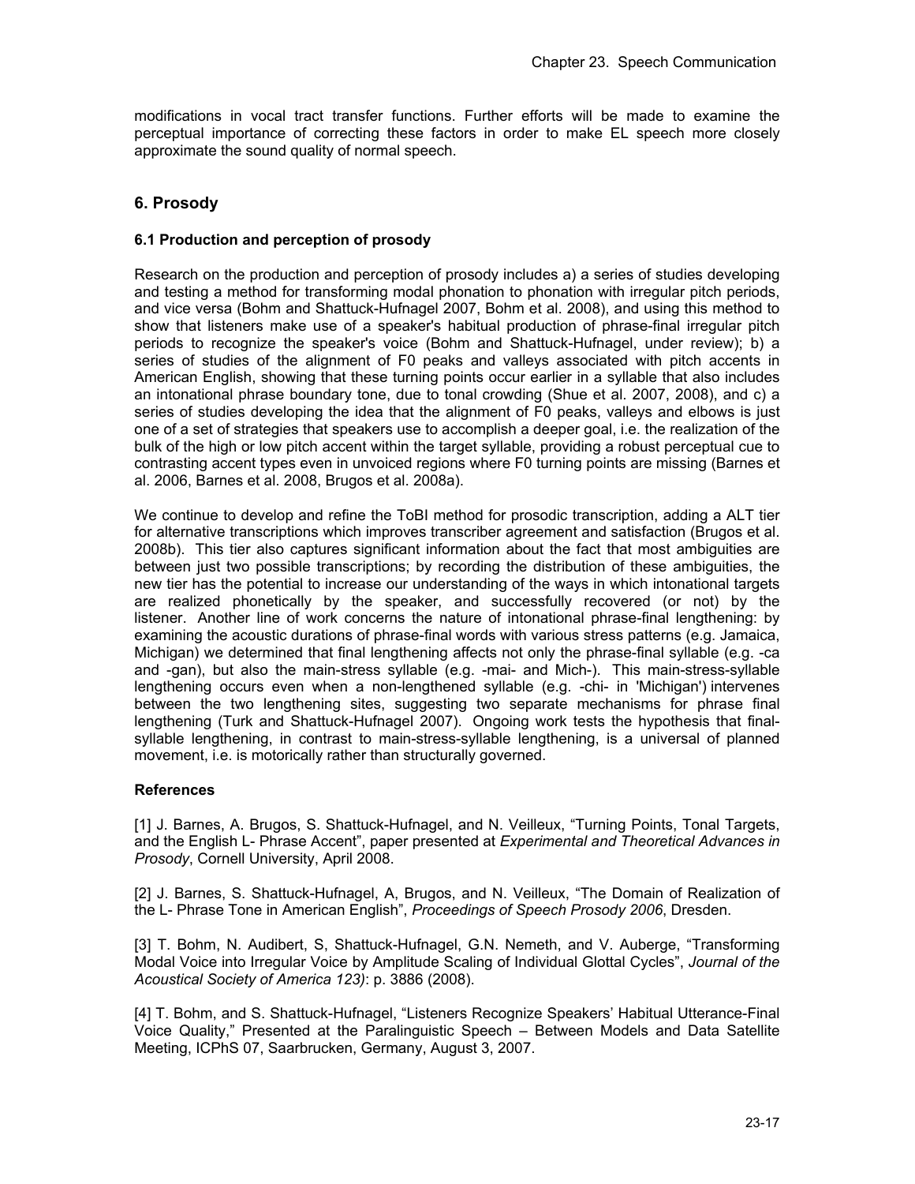modifications in vocal tract transfer functions. Further efforts will be made to examine the perceptual importance of correcting these factors in order to make EL speech more closely approximate the sound quality of normal speech.

## 6. Prosody

### 6.1 Production and perception of prosody

Research on the production and perception of prosody includes a) a series of studies developing and testing a method for transforming modal phonation to phonation with irregular pitch periods, and vice versa (Bohm and Shattuck-Hufnagel 2007, Bohm et al. 2008), and using this method to show that listeners make use of a speaker's habitual production of phrase-final irregular pitch periods to recognize the speaker's voice (Bohm and Shattuck-Hufnagel, under review); b) a series of studies of the alignment of F0 peaks and valleys associated with pitch accents in American English, showing that these turning points occur earlier in a syllable that also includes an intonational phrase boundary tone, due to tonal crowding (Shue et al. 2007, 2008), and c) a series of studies developing the idea that the alignment of F0 peaks, valleys and elbows is just one of a set of strategies that speakers use to accomplish a deeper goal, i.e. the realization of the bulk of the high or low pitch accent within the target syllable, providing a robust perceptual cue to contrasting accent types even in unvoiced regions where F0 turning points are missing (Barnes et al. 2006, Barnes et al. 2008, Brugos et al. 2008a).

We continue to develop and refine the ToBI method for prosodic transcription, adding a ALT tier for alternative transcriptions which improves transcriber agreement and satisfaction (Brugos et al. 2008b). This tier also captures significant information about the fact that most ambiguities are between just two possible transcriptions; by recording the distribution of these ambiguities, the new tier has the potential to increase our understanding of the ways in which intonational targets are realized phonetically by the speaker, and successfully recovered (or not) by the listener. Another line of work concerns the nature of intonational phrase-final lengthening: by examining the acoustic durations of phrase-final words with various stress patterns (e.g. Jamaica, Michigan) we determined that final lengthening affects not only the phrase-final syllable (e.g. -ca and -gan), but also the main-stress syllable (e.g. -mai- and Mich-). This main-stress-syllable lengthening occurs even when a non-lengthened syllable (e.g. -chi- in 'Michigan') intervenes between the two lengthening sites, suggesting two separate mechanisms for phrase final lengthening (Turk and Shattuck-Hufnagel 2007). Ongoing work tests the hypothesis that final-syllable lengthening, in contrast to main-stress-syllable lengthening, is a universal of planned movement, i.e. is motorically rather than structurally governed.

#### References

[1] J. Barnes, A. Brugos, S. Shattuck-Hufnagel, and N. Veilleux, "Turning Points, Tonal Targets, and the English L- Phrase Accent", paper presented at *Experimental and Theoretical Advances in Prosody*, Cornell University, April 2008.

[2] J. Barnes, S. Shattuck-Hufnagel, A, Brugos, and N. Veilleux, "The Domain of Realization of the L- Phrase Tone in American English", *Proceedings of Speech Prosody 2006*, Dresden.

[3] T. Bohm, N. Audibert, S, Shattuck-Hufnagel, G.N. Nemeth, and V. Auberge, "Transforming Modal Voice into Irregular Voice by Amplitude Scaling of Individual Glottal Cycles", *Journal of the Acoustical Society of America 123)*: p. 3886 (2008).

[4] T. Bohm, and S. Shattuck-Hufnagel, "Listeners Recognize Speakers' Habitual Utterance-Final Voice Quality," Presented at the Paralinguistic Speech – Between Models and Data Satellite Meeting, ICPhS 07, Saarbrucken, Germany, August 3, 2007.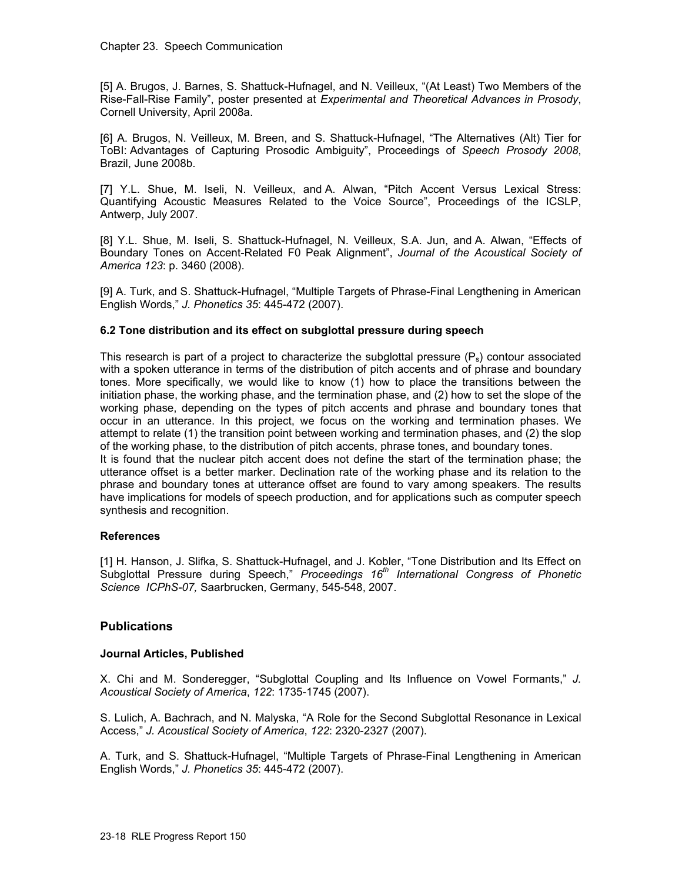[5] A. Brugos, J. Barnes, S. Shattuck-Hufnagel, and N. Veilleux, "(At Least) Two Members of the Rise-Fall-Rise Family", poster presented at *Experimental and Theoretical Advances in Prosody*, Cornell University, April 2008a.

[6] A. Brugos, N. Veilleux, M. Breen, and S. Shattuck-Hufnagel, "The Alternatives (Alt) Tier for ToBI: Advantages of Capturing Prosodic Ambiguity", Proceedings of *Speech Prosody 2008*, Brazil, June 2008b.

[7] Y.L. Shue, M. Iseli, N. Veilleux, and A. Alwan, "Pitch Accent Versus Lexical Stress: Quantifying Acoustic Measures Related to the Voice Source", Proceedings of the ICSLP, Antwerp, July 2007.

[8] Y.L. Shue, M. Iseli, S. Shattuck-Hufnagel, N. Veilleux, S.A. Jun, and A. Alwan, "Effects of Boundary Tones on Accent-Related F0 Peak Alignment", *Journal of the Acoustical Society of America 123*: p. 3460 (2008).

[9] A. Turk, and S. Shattuck-Hufnagel, "Multiple Targets of Phrase-Final Lengthening in American English Words," *J. Phonetics 35*: 445-472 (2007).

### 6.2 Tone distribution and its effect on subglottal pressure during speech

This research is part of a project to characterize the subglottal pressure ($P_s$) contour associated with a spoken utterance in terms of the distribution of pitch accents and of phrase and boundary tones. More specifically, we would like to know (1) how to place the transitions between the initiation phase, the working phase, and the termination phase, and (2) how to set the slope of the working phase, depending on the types of pitch accents and phrase and boundary tones that occur in an utterance. In this project, we focus on the working and termination phases. We attempt to relate (1) the transition point between working and termination phases, and (2) the slop of the working phase, to the distribution of pitch accents, phrase tones, and boundary tones.

It is found that the nuclear pitch accent does not define the start of the termination phase; the utterance offset is a better marker. Declination rate of the working phase and its relation to the phrase and boundary tones at utterance offset are found to vary among speakers. The results have implications for models of speech production, and for applications such as computer speech synthesis and recognition.

#### References

[1] H. Hanson, J. Slifka, S. Shattuck-Hufnagel, and J. Kobler, "Tone Distribution and Its Effect on Subglottal Pressure during Speech," *Proceedings 16th International Congress of Phonetic Science ICPhS-07,* Saarbrucken, Germany, 545-548, 2007.

## Publications

#### Journal Articles, Published

X. Chi and M. Sonderegger, "Subglottal Coupling and Its Influence on Vowel Formants," *J. Acoustical Society of America*, *122*: 1735-1745 (2007).

S. Lulich, A. Bachrach, and N. Malyska, "A Role for the Second Subglottal Resonance in Lexical Access," *J. Acoustical Society of America*, *122*: 2320-2327 (2007).

A. Turk, and S. Shattuck-Hufnagel, "Multiple Targets of Phrase-Final Lengthening in American English Words," *J. Phonetics 35*: 445-472 (2007).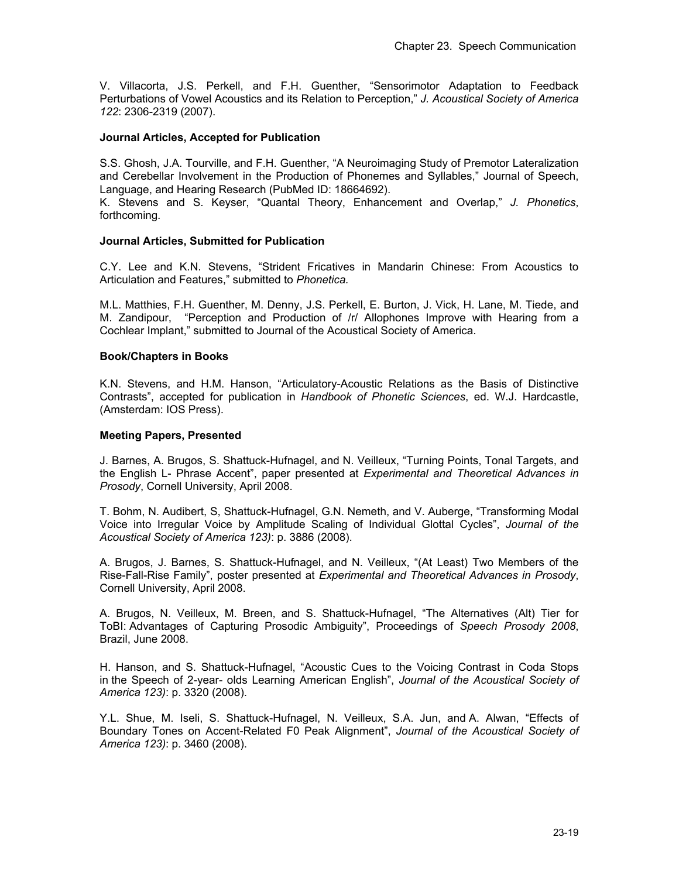V. Villacorta, J.S. Perkell, and F.H. Guenther, "Sensorimotor Adaptation to Feedback Perturbations of Vowel Acoustics and its Relation to Perception," *J. Acoustical Society of America 122*: 2306-2319 (2007).

### Journal Articles, Accepted for Publication

S.S. Ghosh, J.A. Tourville, and F.H. Guenther, "A Neuroimaging Study of Premotor Lateralization and Cerebellar Involvement in the Production of Phonemes and Syllables," Journal of Speech, Language, and Hearing Research (PubMed ID: 18664692).
K. Stevens and S. Keyser, "Quantal Theory, Enhancement and Overlap," *J. Phonetics*, forthcoming.

### Journal Articles, Submitted for Publication

C.Y. Lee and K.N. Stevens, "Strident Fricatives in Mandarin Chinese: From Acoustics to Articulation and Features," submitted to *Phonetica.*

M.L. Matthies, F.H. Guenther, M. Denny, J.S. Perkell, E. Burton, J. Vick, H. Lane, M. Tiede, and M. Zandipour, "Perception and Production of /r/ Allophones Improve with Hearing from a Cochlear Implant," submitted to Journal of the Acoustical Society of America.

### Book/Chapters in Books

K.N. Stevens, and H.M. Hanson, "Articulatory-Acoustic Relations as the Basis of Distinctive Contrasts", accepted for publication in *Handbook of Phonetic Sciences*, ed. W.J. Hardcastle, (Amsterdam: IOS Press).

### Meeting Papers, Presented

J. Barnes, A. Brugos, S. Shattuck-Hufnagel, and N. Veilleux, "Turning Points, Tonal Targets, and the English L- Phrase Accent", paper presented at *Experimental and Theoretical Advances in Prosody*, Cornell University, April 2008.

T. Bohm, N. Audibert, S, Shattuck-Hufnagel, G.N. Nemeth, and V. Auberge, "Transforming Modal Voice into Irregular Voice by Amplitude Scaling of Individual Glottal Cycles", *Journal of the Acoustical Society of America 123)*: p. 3886 (2008).

A. Brugos, J. Barnes, S. Shattuck-Hufnagel, and N. Veilleux, "(At Least) Two Members of the Rise-Fall-Rise Family", poster presented at *Experimental and Theoretical Advances in Prosody*, Cornell University, April 2008.

A. Brugos, N. Veilleux, M. Breen, and S. Shattuck-Hufnagel, "The Alternatives (Alt) Tier for ToBI: Advantages of Capturing Prosodic Ambiguity", Proceedings of *Speech Prosody 2008*, Brazil, June 2008.

H. Hanson, and S. Shattuck-Hufnagel, "Acoustic Cues to the Voicing Contrast in Coda Stops in the Speech of 2-year- olds Learning American English", *Journal of the Acoustical Society of America 123)*: p. 3320 (2008).

Y.L. Shue, M. Iseli, S. Shattuck-Hufnagel, N. Veilleux, S.A. Jun, and A. Alwan, "Effects of Boundary Tones on Accent-Related F0 Peak Alignment", *Journal of the Acoustical Society of America 123)*: p. 3460 (2008).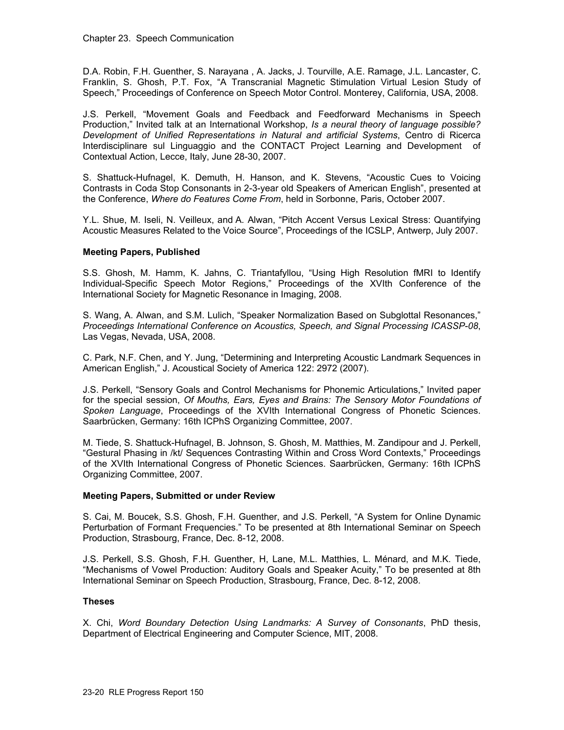D.A. Robin, F.H. Guenther, S. Narayana , A. Jacks, J. Tourville, A.E. Ramage, J.L. Lancaster, C. Franklin, S. Ghosh, P.T. Fox, "A Transcranial Magnetic Stimulation Virtual Lesion Study of Speech," Proceedings of Conference on Speech Motor Control. Monterey, California, USA, 2008.

J.S. Perkell, "Movement Goals and Feedback and Feedforward Mechanisms in Speech Production," Invited talk at an International Workshop, *Is a neural theory of language possible? Development of Unified Representations in Natural and artificial Systems*, Centro di Ricerca Interdisciplinare sul Linguaggio and the CONTACT Project Learning and Development of Contextual Action, Lecce, Italy, June 28-30, 2007.

S. Shattuck-Hufnagel, K. Demuth, H. Hanson, and K. Stevens, "Acoustic Cues to Voicing Contrasts in Coda Stop Consonants in 2-3-year old Speakers of American English", presented at the Conference, *Where do Features Come From*, held in Sorbonne, Paris, October 2007.

Y.L. Shue, M. Iseli, N. Veilleux, and A. Alwan, "Pitch Accent Versus Lexical Stress: Quantifying Acoustic Measures Related to the Voice Source", Proceedings of the ICSLP, Antwerp, July 2007.

### Meeting Papers, Published

S.S. Ghosh, M. Hamm, K. Jahns, C. Triantafyllou, "Using High Resolution fMRI to Identify Individual-Specific Speech Motor Regions," Proceedings of the XVIth Conference of the International Society for Magnetic Resonance in Imaging, 2008.

S. Wang, A. Alwan, and S.M. Lulich, "Speaker Normalization Based on Subglottal Resonances," *Proceedings International Conference on Acoustics, Speech, and Signal Processing ICASSP-08*, Las Vegas, Nevada, USA, 2008.

C. Park, N.F. Chen, and Y. Jung, "Determining and Interpreting Acoustic Landmark Sequences in American English," J. Acoustical Society of America 122: 2972 (2007).

J.S. Perkell, "Sensory Goals and Control Mechanisms for Phonemic Articulations," Invited paper for the special session, *Of Mouths, Ears, Eyes and Brains: The Sensory Motor Foundations of Spoken Language*, Proceedings of the XVIth International Congress of Phonetic Sciences. Saarbrücken, Germany: 16th ICPhS Organizing Committee, 2007.

M. Tiede, S. Shattuck-Hufnagel, B. Johnson, S. Ghosh, M. Matthies, M. Zandipour and J. Perkell, "Gestural Phasing in /kt/ Sequences Contrasting Within and Cross Word Contexts," Proceedings of the XVIth International Congress of Phonetic Sciences. Saarbrücken, Germany: 16th ICPhS Organizing Committee, 2007.

### Meeting Papers, Submitted or under Review

S. Cai, M. Boucek, S.S. Ghosh, F.H. Guenther, and J.S. Perkell, "A System for Online Dynamic Perturbation of Formant Frequencies." To be presented at 8th International Seminar on Speech Production, Strasbourg, France, Dec. 8-12, 2008.

J.S. Perkell, S.S. Ghosh, F.H. Guenther, H, Lane, M.L. Matthies, L. Ménard, and M.K. Tiede, "Mechanisms of Vowel Production: Auditory Goals and Speaker Acuity," To be presented at 8th International Seminar on Speech Production, Strasbourg, France, Dec. 8-12, 2008.

### Theses

X. Chi, *Word Boundary Detection Using Landmarks: A Survey of Consonants*, PhD thesis, Department of Electrical Engineering and Computer Science, MIT, 2008.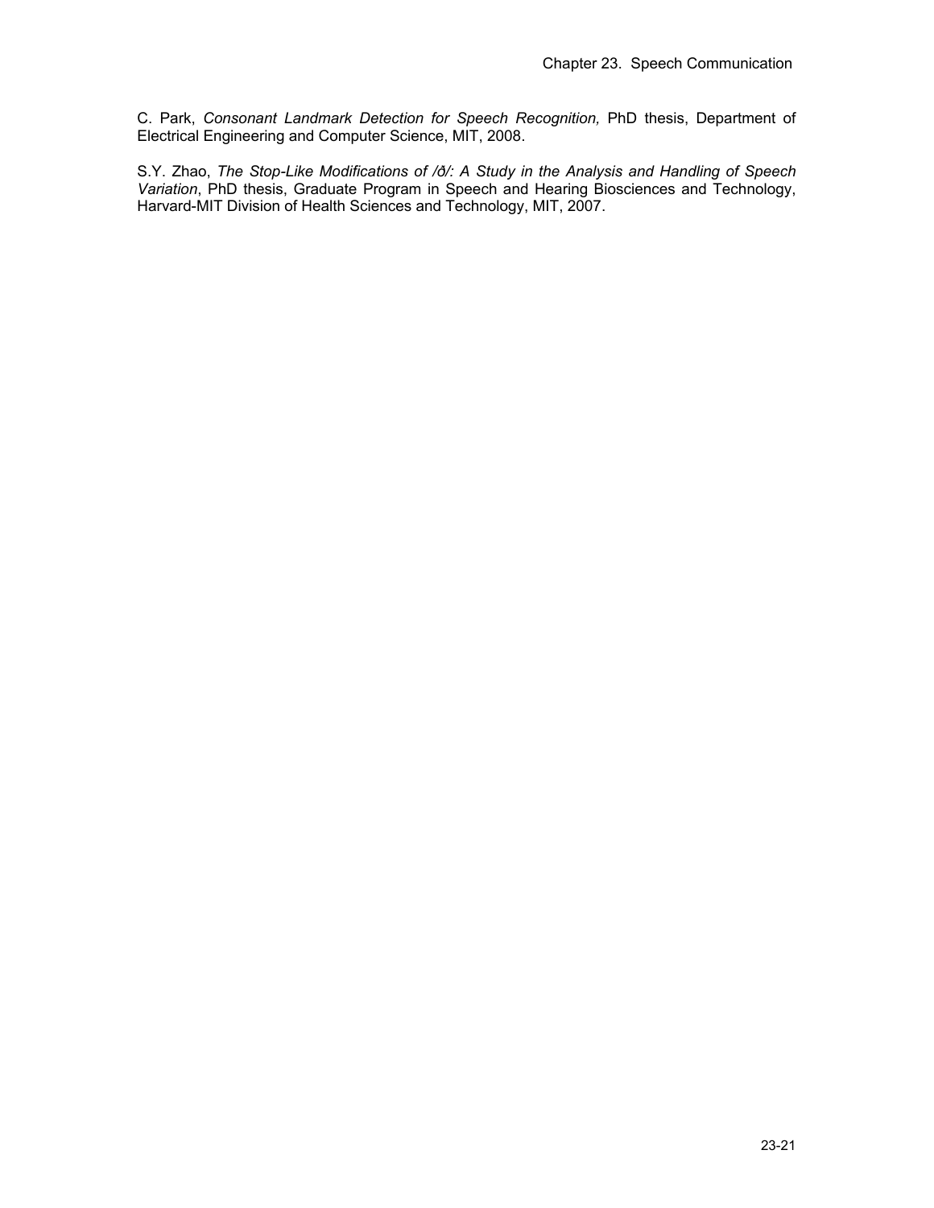C. Park, *Consonant Landmark Detection for Speech Recognition,* PhD thesis, Department of Electrical Engineering and Computer Science, MIT, 2008.

S.Y. Zhao, *The Stop-Like Modifications of /ð/: A Study in the Analysis and Handling of Speech Variation*, PhD thesis, Graduate Program in Speech and Hearing Biosciences and Technology, Harvard-MIT Division of Health Sciences and Technology, MIT, 2007.